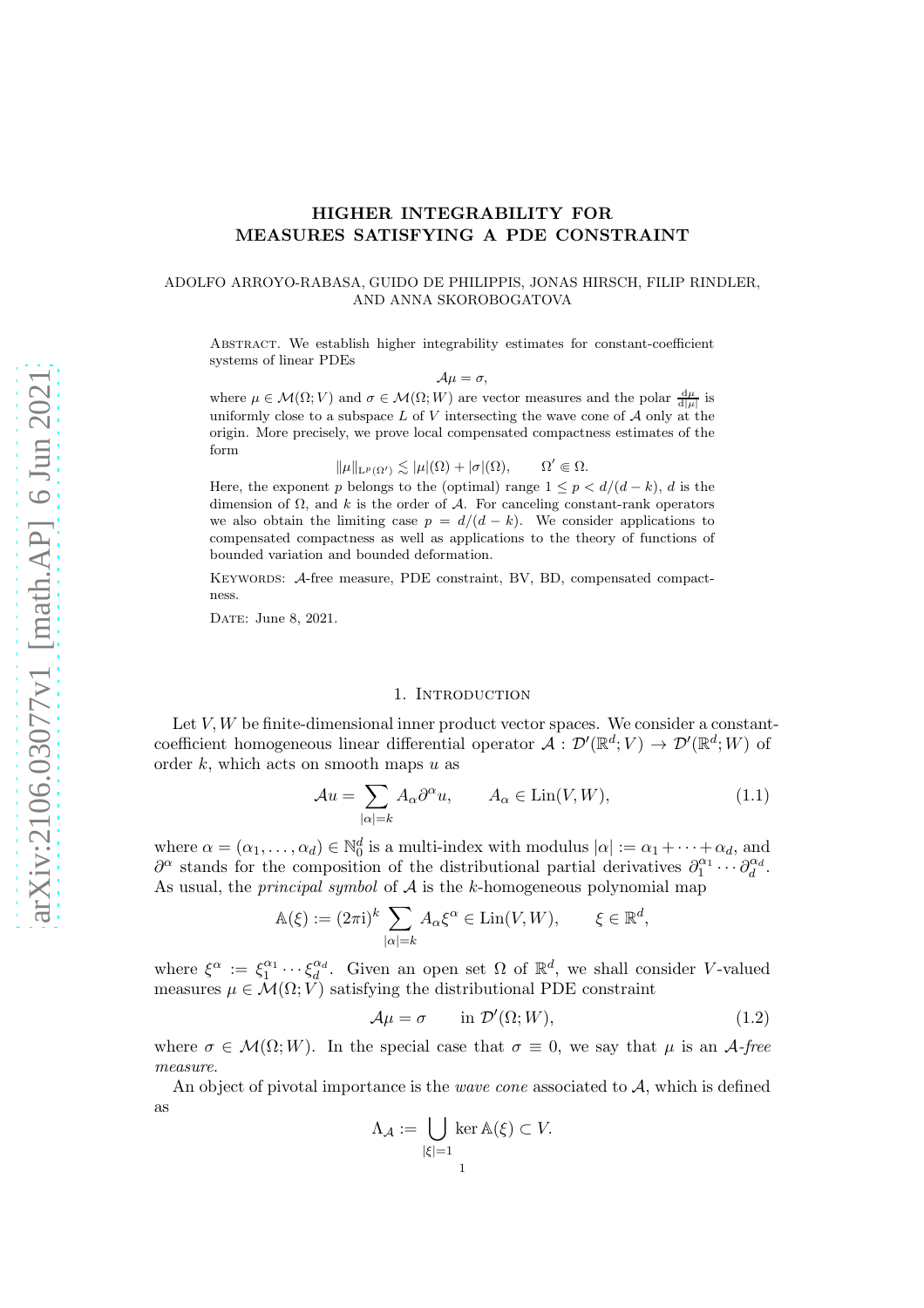# HIGHER INTEGRABILITY FOR MEASURES SATISFYING A PDE CONSTRAINT

ADOLFO ARROYO-RABASA, GUIDO DE PHILIPPIS, JONAS HIRSCH, FILIP RINDLER, AND ANNA SKOROBOGATOVA

Abstract. We establish higher integrability estimates for constant-coefficient systems of linear PDEs

$$\mathcal{A}\mu = \sigma,$$

where $\mu \in \mathcal{M}(\Omega; V)$ and $\sigma \in \mathcal{M}(\Omega; W)$ are vector measures and the polar $\frac{\mathrm{d}\mu}{\mathrm{d}|\mu|}$ is uniformly close to a subspace $L$ of $V$ intersecting the wave cone of $\mathcal{A}$ only at the origin. More precisely, we prove local compensated compactness estimates of the form

$$\|\mu\|_{\mathrm{L}^p(\Omega')} \lesssim |\mu|(\Omega) + |\sigma|(\Omega), \qquad \Omega' \Subset \Omega.$$

Here, the exponent $p$ belongs to the (optimal) range $1 \leq p < d/(d-k)$, $d$ is the dimension of $\Omega$, and $k$ is the order of $\mathcal{A}$. For canceling constant-rank operators we also obtain the limiting case $p = d/(d-k)$. We consider applications to compensated compactness as well as applications to the theory of functions of bounded variation and bounded deformation.

Keywords: $\mathcal{A}$-free measure, PDE constraint, BV, BD, compensated compactness.

Date: June 8, 2021.

## 1. Introduction

Let $V, W$ be finite-dimensional inner product vector spaces. We consider a constant-coefficient homogeneous linear differential operator $\mathcal{A} : \mathcal{D}'(\mathbb{R}^d; V) \to \mathcal{D}'(\mathbb{R}^d; W)$ of order $k$, which acts on smooth maps $u$ as

$$\mathcal{A}u = \sum_{|\alpha|=k} A_\alpha \partial^\alpha u, \qquad A_\alpha \in \mathrm{Lin}(V, W), \tag{1.1}$$

where $\alpha = (\alpha_1, \ldots, \alpha_d) \in \mathbb{N}_0^d$ is a multi-index with modulus $|\alpha| := \alpha_1 + \cdots + \alpha_d$, and $\partial^\alpha$ stands for the composition of the distributional partial derivatives $\partial_1^{\alpha_1} \cdots \partial_d^{\alpha_d}$. As usual, the *principal symbol* of $\mathcal{A}$ is the $k$-homogeneous polynomial map

$$\mathbb{A}(\xi) := (2\pi \mathrm{i})^k \sum_{|\alpha|=k} A_\alpha \xi^\alpha \in \mathrm{Lin}(V, W), \qquad \xi \in \mathbb{R}^d,$$

where $\xi^\alpha := \xi_1^{\alpha_1} \cdots \xi_d^{\alpha_d}$. Given an open set $\Omega$ of $\mathbb{R}^d$, we shall consider $V$-valued measures $\mu \in \mathcal{M}(\Omega; V)$ satisfying the distributional PDE constraint

$$\mathcal{A}\mu = \sigma \qquad \text{in } \mathcal{D}'(\Omega; W), \tag{1.2}$$

where $\sigma \in \mathcal{M}(\Omega; W)$. In the special case that $\sigma \equiv 0$, we say that $\mu$ is an $\mathcal{A}$-*free measure*.

An object of pivotal importance is the *wave cone* associated to $\mathcal{A}$, which is defined as

$$\Lambda_{\mathcal{A}} := \bigcup_{|\xi|=1} \ker \mathbb{A}(\xi) \subset V.$$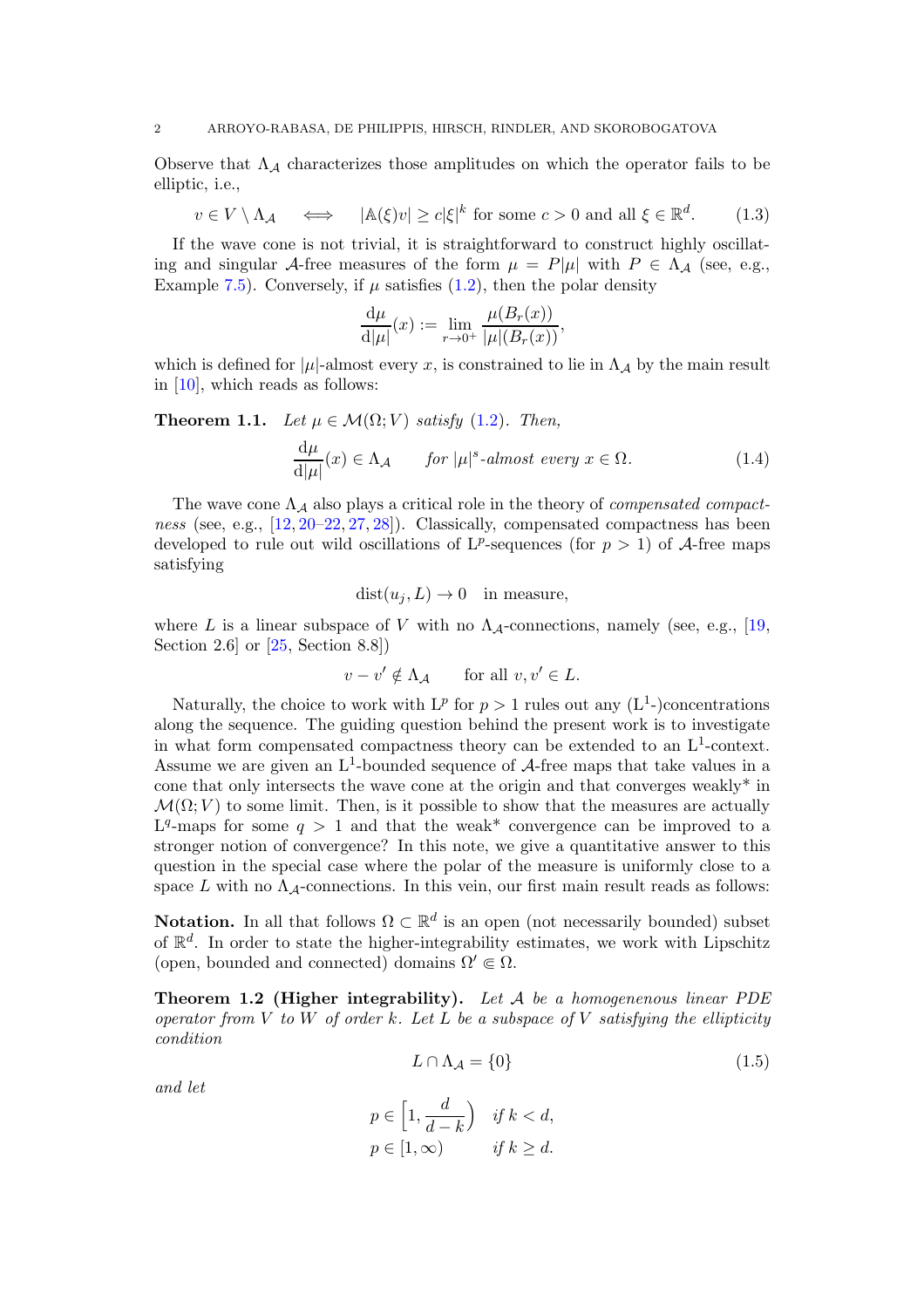Observe that $\Lambda_{\mathcal{A}}$ characterizes those amplitudes on which the operator fails to be elliptic, i.e.,

$$v \in V \setminus \Lambda_{\mathcal{A}} \quad \iff \quad |\mathbb{A}(\xi)v| \geq c|\xi|^k \text{ for some } c > 0 \text{ and all } \xi \in \mathbb{R}^d. \tag{1.3}$$

If the wave cone is not trivial, it is straightforward to construct highly oscillating and singular $\mathcal{A}$-free measures of the form $\mu = P|\mu|$ with $P \in \Lambda_{\mathcal{A}}$ (see, e.g., Example 7.5). Conversely, if $\mu$ satisfies (1.2), then the polar density

$$\frac{\mathrm{d}\mu}{\mathrm{d}|\mu|}(x) := \lim_{r \to 0^+} \frac{\mu(B_r(x))}{|\mu|(B_r(x))},$$

which is defined for $|\mu|$-almost every $x$, is constrained to lie in $\Lambda_{\mathcal{A}}$ by the main result in [10], which reads as follows:

**Theorem 1.1.** *Let $\mu \in \mathcal{M}(\Omega; V)$ satisfy (1.2). Then,*

$$\frac{\mathrm{d}\mu}{\mathrm{d}|\mu|}(x) \in \Lambda_{\mathcal{A}} \qquad \textit{for } |\mu|^s\textit{-almost every } x \in \Omega. \tag{1.4}$$

The wave cone $\Lambda_{\mathcal{A}}$ also plays a critical role in the theory of *compensated compactness* (see, e.g., [12, 20–22, 27, 28]). Classically, compensated compactness has been developed to rule out wild oscillations of $\mathrm{L}^p$-sequences (for $p > 1$) of $\mathcal{A}$-free maps satisfying

$$\operatorname{dist}(u_j, L) \to 0 \quad \text{in measure},$$

where $L$ is a linear subspace of $V$ with no $\Lambda_{\mathcal{A}}$-connections, namely (see, e.g., [19, Section 2.6] or [25, Section 8.8])

$$v - v' \notin \Lambda_{\mathcal{A}} \qquad \text{for all } v, v' \in L.$$

Naturally, the choice to work with $\mathrm{L}^p$ for $p > 1$ rules out any ($\mathrm{L}^1$-)concentrations along the sequence. The guiding question behind the present work is to investigate in what form compensated compactness theory can be extended to an $\mathrm{L}^1$-context. Assume we are given an $\mathrm{L}^1$-bounded sequence of $\mathcal{A}$-free maps that take values in a cone that only intersects the wave cone at the origin and that converges weakly* in $\mathcal{M}(\Omega; V)$ to some limit. Then, is it possible to show that the measures are actually $\mathrm{L}^q$-maps for some $q > 1$ and that the weak* convergence can be improved to a stronger notion of convergence? In this note, we give a quantitative answer to this question in the special case where the polar of the measure is uniformly close to a space $L$ with no $\Lambda_{\mathcal{A}}$-connections. In this vein, our first main result reads as follows:

**Notation.** In all that follows $\Omega \subset \mathbb{R}^d$ is an open (not necessarily bounded) subset of $\mathbb{R}^d$. In order to state the higher-integrability estimates, we work with Lipschitz (open, bounded and connected) domains $\Omega' \Subset \Omega$.

**Theorem 1.2 (Higher integrability).** *Let $\mathcal{A}$ be a homogenenous linear PDE operator from $V$ to $W$ of order $k$. Let $L$ be a subspace of $V$ satisfying the ellipticity condition*

$$L \cap \Lambda_{\mathcal{A}} = \{0\} \tag{1.5}$$

*and let*

$$p \in \left[1, \frac{d}{d-k}\right) \quad \textit{if } k < d,$$
$$p \in [1, \infty) \qquad \textit{if } k \geq d.$$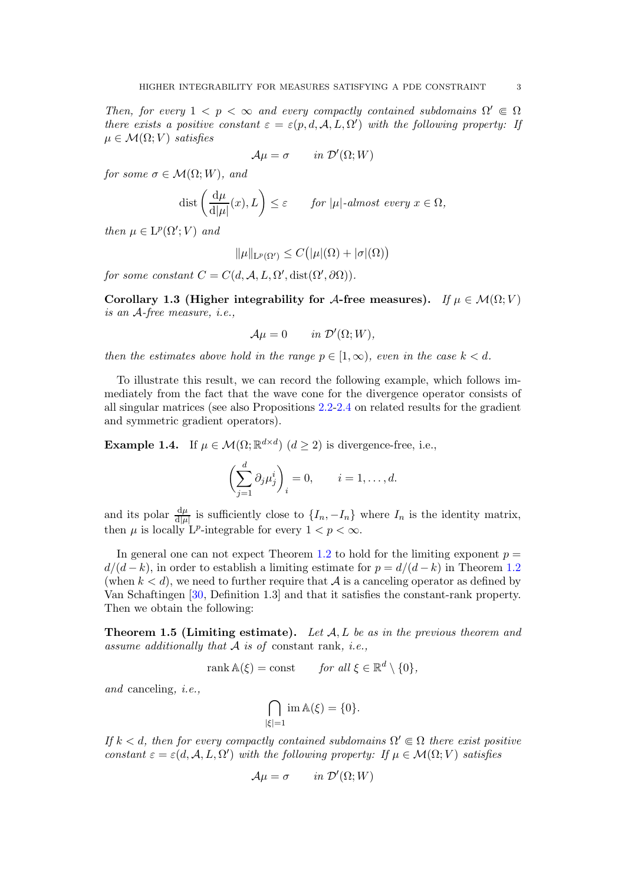*Then, for every $1 < p < \infty$ and every compactly contained subdomains $\Omega' \Subset \Omega$ there exists a positive constant $\varepsilon = \varepsilon(p, d, \mathcal{A}, L, \Omega')$ with the following property: If $\mu \in \mathcal{M}(\Omega; V)$ satisfies*

$$\mathcal{A}\mu = \sigma \qquad \text{in } \mathcal{D}'(\Omega; W)$$

*for some $\sigma \in \mathcal{M}(\Omega; W)$, and*

$$\operatorname{dist}\left(\frac{\mathrm{d}\mu}{\mathrm{d}|\mu|}(x), L\right) \leq \varepsilon \qquad \text{for } |\mu|\text{-almost every } x \in \Omega,$$

*then $\mu \in \mathrm{L}^p(\Omega'; V)$ and*

$$\|\mu\|_{\mathrm{L}^p(\Omega')} \leq C\big(|\mu|(\Omega) + |\sigma|(\Omega)\big)$$

*for some constant $C = C(d, \mathcal{A}, L, \Omega', \operatorname{dist}(\Omega', \partial\Omega))$.*

**Corollary 1.3 (Higher integrability for $\mathcal{A}$-free measures).** *If $\mu \in \mathcal{M}(\Omega; V)$ is an $\mathcal{A}$-free measure, i.e.,*

$$\mathcal{A}\mu = 0 \qquad \text{in } \mathcal{D}'(\Omega; W),$$

*then the estimates above hold in the range $p \in [1, \infty)$, even in the case $k < d$.*

To illustrate this result, we can record the following example, which follows immediately from the fact that the wave cone for the divergence operator consists of all singular matrices (see also Propositions 2.2-2.4 on related results for the gradient and symmetric gradient operators).

**Example 1.4.** If $\mu \in \mathcal{M}(\Omega; \mathbb{R}^{d\times d})$ $(d \geq 2)$ is divergence-free, i.e.,

$$\left(\sum_{j=1}^{d} \partial_j \mu_j^i\right)_i = 0, \qquad i = 1, \dots, d.$$

and its polar $\frac{\mathrm{d}\mu}{\mathrm{d}|\mu|}$ is sufficiently close to $\{I_n, -I_n\}$ where $I_n$ is the identity matrix, then $\mu$ is locally $\mathrm{L}^p$-integrable for every $1 < p < \infty$.

In general one can not expect Theorem 1.2 to hold for the limiting exponent $p = d/(d-k)$, in order to establish a limiting estimate for $p = d/(d-k)$ in Theorem 1.2 (when $k < d$), we need to further require that $\mathcal{A}$ is a canceling operator as defined by Van Schaftingen [30, Definition 1.3] and that it satisfies the constant-rank property. Then we obtain the following:

**Theorem 1.5 (Limiting estimate).** *Let $\mathcal{A}, L$ be as in the previous theorem and assume additionally that $\mathcal{A}$ is of* constant rank, *i.e.,*

$$\operatorname{rank} \mathbb{A}(\xi) = \text{const} \qquad \text{for all } \xi \in \mathbb{R}^d \setminus \{0\},$$

*and* canceling, *i.e.,*

$$\bigcap_{|\xi|=1} \operatorname{im} \mathbb{A}(\xi) = \{0\}.$$

*If $k < d$, then for every compactly contained subdomains $\Omega' \Subset \Omega$ there exist positive constant $\varepsilon = \varepsilon(d, \mathcal{A}, L, \Omega')$ with the following property: If $\mu \in \mathcal{M}(\Omega; V)$ satisfies*

$$\mathcal{A}\mu = \sigma \qquad \text{in } \mathcal{D}'(\Omega; W)$$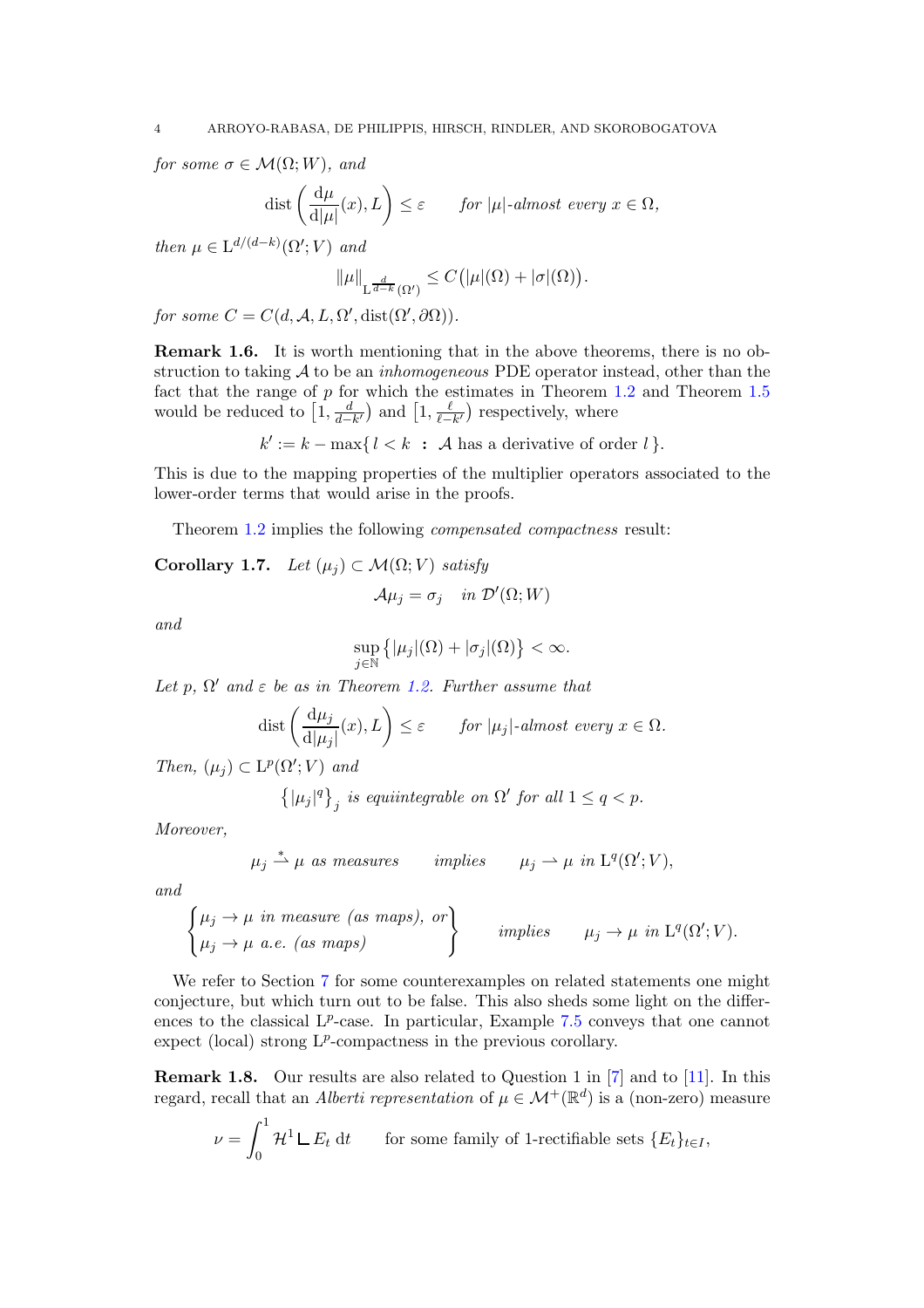*for some* $\sigma \in \mathcal{M}(\Omega; W)$*, and*

$$\operatorname{dist}\left(\frac{\mathrm{d}\mu}{\mathrm{d}|\mu|}(x), L\right) \leq \varepsilon \qquad \textit{for } |\mu|\textit{-almost every } x \in \Omega,$$

*then* $\mu \in \mathrm{L}^{d/(d-k)}(\Omega'; V)$ *and*

$$\|\mu\|_{\mathrm{L}^{\frac{d}{d-k}}(\Omega')} \leq C\big(|\mu|(\Omega) + |\sigma|(\Omega)\big).$$

*for some* $C = C(d, \mathcal{A}, L, \Omega', \operatorname{dist}(\Omega', \partial\Omega))$.

**Remark 1.6.** It is worth mentioning that in the above theorems, there is no obstruction to taking $\mathcal{A}$ to be an *inhomogeneous* PDE operator instead, other than the fact that the range of $p$ for which the estimates in Theorem 1.2 and Theorem 1.5 would be reduced to $\left[1, \frac{d}{d-k'}\right)$ and $\left[1, \frac{\ell}{\ell-k'}\right)$ respectively, where

$$k' := k - \max\{\, l < k \;:\; \mathcal{A} \text{ has a derivative of order } l \,\}.$$

This is due to the mapping properties of the multiplier operators associated to the lower-order terms that would arise in the proofs.

Theorem 1.2 implies the following *compensated compactness* result:

**Corollary 1.7.** *Let* $(\mu_j) \subset \mathcal{M}(\Omega; V)$ *satisfy*

$$\mathcal{A}\mu_j = \sigma_j \quad \textit{in } \mathcal{D}'(\Omega; W)$$

*and*

$$\sup_{j \in \mathbb{N}} \big\{|\mu_j|(\Omega) + |\sigma_j|(\Omega)\big\} < \infty.$$

*Let* $p$*,* $\Omega'$ *and* $\varepsilon$ *be as in Theorem 1.2. Further assume that*

$$\operatorname{dist}\left(\frac{\mathrm{d}\mu_j}{\mathrm{d}|\mu_j|}(x), L\right) \leq \varepsilon \qquad \textit{for } |\mu_j|\textit{-almost every } x \in \Omega.$$

*Then,* $(\mu_j) \subset \mathrm{L}^p(\Omega'; V)$ *and*

$$\big\{|\mu_j|^q\big\}_j \textit{ is equiintegrable on } \Omega' \textit{ for all } 1 \leq q < p.$$

*Moreover,*

$$\mu_j \overset{*}{\rightharpoonup} \mu \textit{ as measures} \qquad \textit{implies} \qquad \mu_j \rightharpoonup \mu \textit{ in } \mathrm{L}^q(\Omega'; V),$$

*and*

$$\begin{Bmatrix} \mu_j \to \mu \textit{ in measure (as maps), or} \\ \mu_j \to \mu \textit{ a.e. (as maps)} \end{Bmatrix} \qquad \textit{implies} \qquad \mu_j \to \mu \textit{ in } \mathrm{L}^q(\Omega'; V).$$

We refer to Section 7 for some counterexamples on related statements one might conjecture, but which turn out to be false. This also sheds some light on the differences to the classical $\mathrm{L}^p$-case. In particular, Example 7.5 conveys that one cannot expect (local) strong $\mathrm{L}^p$-compactness in the previous corollary.

**Remark 1.8.** Our results are also related to Question 1 in [7] and to [11]. In this regard, recall that an *Alberti representation* of $\mu \in \mathcal{M}^+(\mathbb{R}^d)$ is a (non-zero) measure

$$\nu = \int_0^1 \mathcal{H}^1 \llcorner E_t \,\mathrm{d}t \qquad \text{for some family of 1-rectifiable sets } \{E_t\}_{t \in I},$$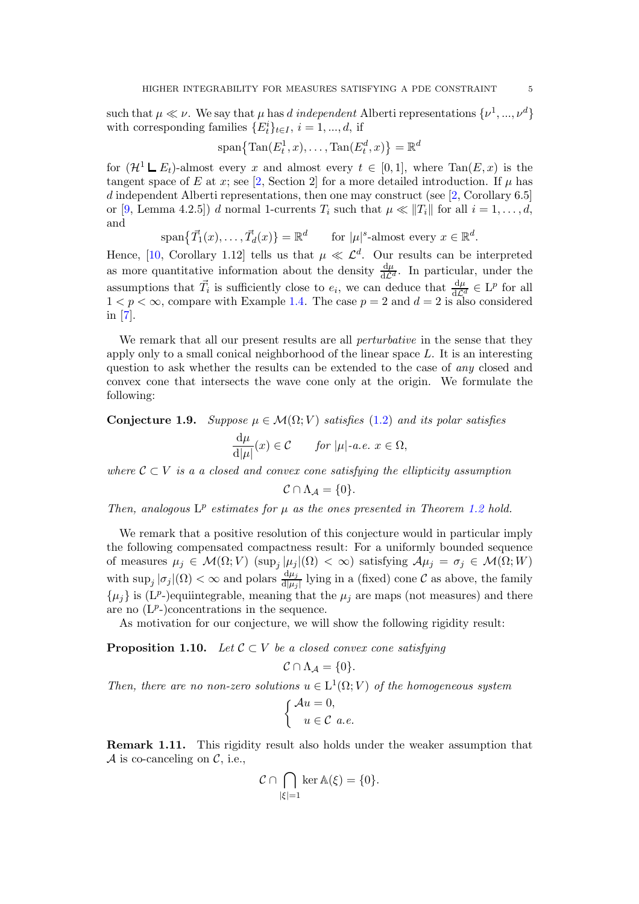such that $\mu \ll \nu$. We say that $\mu$ has $d$ *independent* Alberti representations $\{\nu^1, ..., \nu^d\}$ with corresponding families $\{E_t^i\}_{t\in I}$, $i = 1, ..., d$, if

$$\operatorname{span}\{\operatorname{Tan}(E_t^1, x), \dots, \operatorname{Tan}(E_t^d, x)\} = \mathbb{R}^d$$

for $(\mathcal{H}^1 \llcorner E_t)$-almost every $x$ and almost every $t \in [0,1]$, where $\operatorname{Tan}(E, x)$ is the tangent space of $E$ at $x$; see [2, Section 2] for a more detailed introduction. If $\mu$ has $d$ independent Alberti representations, then one may construct (see [2, Corollary 6.5] or [9, Lemma 4.2.5]) $d$ normal 1-currents $T_i$ such that $\mu \ll \|T_i\|$ for all $i = 1, \dots, d$, and

$$\operatorname{span}\{\vec{T}_1(x), \dots, \vec{T}_d(x)\} = \mathbb{R}^d \qquad \text{for } |\mu|^s\text{-almost every } x \in \mathbb{R}^d.$$

Hence, [10, Corollary 1.12] tells us that $\mu \ll \mathcal{L}^d$. Our results can be interpreted as more quantitative information about the density $\frac{\mathrm{d}\mu}{\mathrm{d}\mathcal{L}^d}$. In particular, under the assumptions that $\vec{T}_i$ is sufficiently close to $e_i$, we can deduce that $\frac{\mathrm{d}\mu}{\mathrm{d}\mathcal{L}^d} \in \mathrm{L}^p$ for all $1 < p < \infty$, compare with Example 1.4. The case $p = 2$ and $d = 2$ is also considered in [7].

We remark that all our present results are all *perturbative* in the sense that they apply only to a small conical neighborhood of the linear space $L$. It is an interesting question to ask whether the results can be extended to the case of *any* closed and convex cone that intersects the wave cone only at the origin. We formulate the following:

**Conjecture 1.9.** *Suppose $\mu \in \mathcal{M}(\Omega; V)$ satisfies (1.2) and its polar satisfies*

$$\frac{\mathrm{d}\mu}{\mathrm{d}|\mu|}(x) \in \mathcal{C} \qquad \text{for } |\mu|\text{-a.e. } x \in \Omega,$$

*where $\mathcal{C} \subset V$ is a a closed and convex cone satisfying the ellipticity assumption*

$$\mathcal{C} \cap \Lambda_{\mathcal{A}} = \{0\}.$$

*Then, analogous $\mathrm{L}^p$ estimates for $\mu$ as the ones presented in Theorem 1.2 hold.*

We remark that a positive resolution of this conjecture would in particular imply the following compensated compactness result: For a uniformly bounded sequence of measures $\mu_j \in \mathcal{M}(\Omega; V)$ ($\sup_j |\mu_j|(\Omega) < \infty$) satisfying $\mathcal{A}\mu_j = \sigma_j \in \mathcal{M}(\Omega; W)$ with $\sup_j |\sigma_j|(\Omega) < \infty$ and polars $\frac{\mathrm{d}\mu_j}{\mathrm{d}|\mu_j|}$ lying in a (fixed) cone $\mathcal{C}$ as above, the family $\{\mu_j\}$ is ($\mathrm{L}^p$-)equiintegrable, meaning that the $\mu_j$ are maps (not measures) and there are no ($\mathrm{L}^p$-)concentrations in the sequence.

As motivation for our conjecture, we will show the following rigidity result:

**Proposition 1.10.** *Let $\mathcal{C} \subset V$ be a closed convex cone satisfying*

$$\mathcal{C} \cap \Lambda_{\mathcal{A}} = \{0\}.$$

*Then, there are no non-zero solutions $u \in \mathrm{L}^1(\Omega; V)$ of the homogeneous system*

$$\begin{cases} \mathcal{A}u = 0, \\ \quad u \in \mathcal{C} \text{ a.e.} \end{cases}$$

**Remark 1.11.** This rigidity result also holds under the weaker assumption that $\mathcal{A}$ is co-canceling on $\mathcal{C}$, i.e.,

$$\mathcal{C} \cap \bigcap_{|\xi|=1} \ker \mathbb{A}(\xi) = \{0\}.$$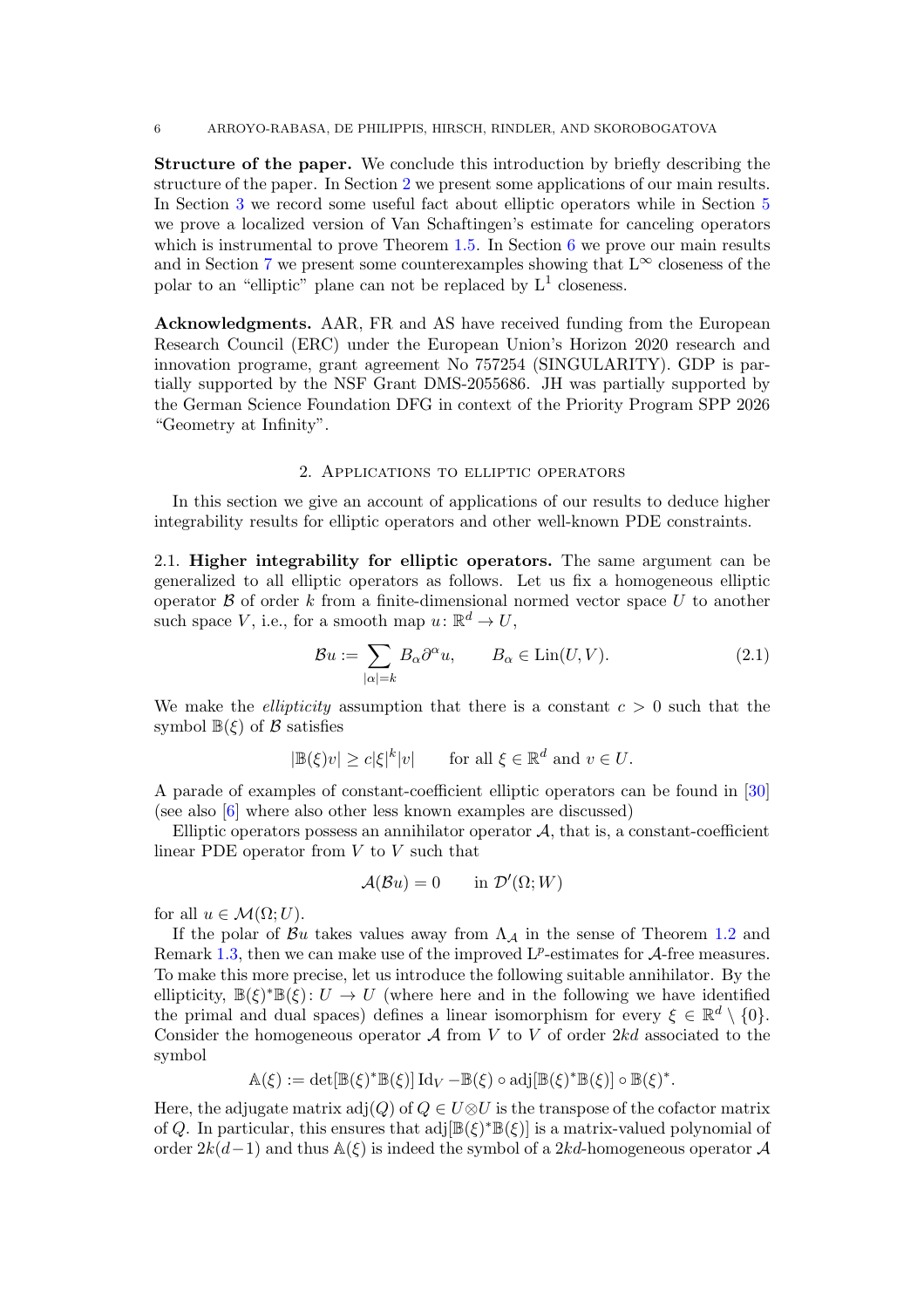**Structure of the paper.** We conclude this introduction by briefly describing the structure of the paper. In Section 2 we present some applications of our main results. In Section 3 we record some useful fact about elliptic operators while in Section 5 we prove a localized version of Van Schaftingen's estimate for canceling operators which is instrumental to prove Theorem 1.5. In Section 6 we prove our main results and in Section 7 we present some counterexamples showing that $\mathrm{L}^\infty$ closeness of the polar to an "elliptic" plane can not be replaced by $\mathrm{L}^1$ closeness.

**Acknowledgments.** AAR, FR and AS have received funding from the European Research Council (ERC) under the European Union's Horizon 2020 research and innovation programe, grant agreement No 757254 (SINGULARITY). GDP is partially supported by the NSF Grant DMS-2055686. JH was partially supported by the German Science Foundation DFG in context of the Priority Program SPP 2026 "Geometry at Infinity".

## 2. Applications to elliptic operators

In this section we give an account of applications of our results to deduce higher integrability results for elliptic operators and other well-known PDE constraints.

2.1. **Higher integrability for elliptic operators.** The same argument can be generalized to all elliptic operators as follows. Let us fix a homogeneous elliptic operator $\mathcal{B}$ of order $k$ from a finite-dimensional normed vector space $U$ to another such space $V$, i.e., for a smooth map $u\colon \mathbb{R}^d \to U$,

$$\mathcal{B}u := \sum_{|\alpha|=k} B_\alpha \partial^\alpha u, \qquad B_\alpha \in \mathrm{Lin}(U,V). \tag{2.1}$$

We make the *ellipticity* assumption that there is a constant $c > 0$ such that the symbol $\mathbb{B}(\xi)$ of $\mathcal{B}$ satisfies

$$|\mathbb{B}(\xi)v| \geq c|\xi|^k|v| \qquad \text{for all } \xi \in \mathbb{R}^d \text{ and } v \in U.$$

A parade of examples of constant-coefficient elliptic operators can be found in [30] (see also [6] where also other less known examples are discussed)

Elliptic operators possess an annihilator operator $\mathcal{A}$, that is, a constant-coefficient linear PDE operator from $V$ to $V$ such that

$$\mathcal{A}(\mathcal{B}u) = 0 \qquad \text{in } \mathcal{D}'(\Omega; W)$$

for all $u \in \mathcal{M}(\Omega; U)$.

If the polar of $\mathcal{B}u$ takes values away from $\Lambda_{\mathcal{A}}$ in the sense of Theorem 1.2 and Remark 1.3, then we can make use of the improved $\mathrm{L}^p$-estimates for $\mathcal{A}$-free measures. To make this more precise, let us introduce the following suitable annihilator. By the ellipticity, $\mathbb{B}(\xi)^*\mathbb{B}(\xi)\colon U \to U$ (where here and in the following we have identified the primal and dual spaces) defines a linear isomorphism for every $\xi \in \mathbb{R}^d \setminus \{0\}$. Consider the homogeneous operator $\mathcal{A}$ from $V$ to $V$ of order $2kd$ associated to the symbol

$$\mathbb{A}(\xi) := \det[\mathbb{B}(\xi)^*\mathbb{B}(\xi)]\,\mathrm{Id}_V - \mathbb{B}(\xi)\circ \mathrm{adj}[\mathbb{B}(\xi)^*\mathbb{B}(\xi)] \circ \mathbb{B}(\xi)^*.$$

Here, the adjugate matrix $\mathrm{adj}(Q)$ of $Q \in U \otimes U$ is the transpose of the cofactor matrix of $Q$. In particular, this ensures that $\mathrm{adj}[\mathbb{B}(\xi)^*\mathbb{B}(\xi)]$ is a matrix-valued polynomial of order $2k(d-1)$ and thus $\mathbb{A}(\xi)$ is indeed the symbol of a $2kd$-homogeneous operator $\mathcal{A}$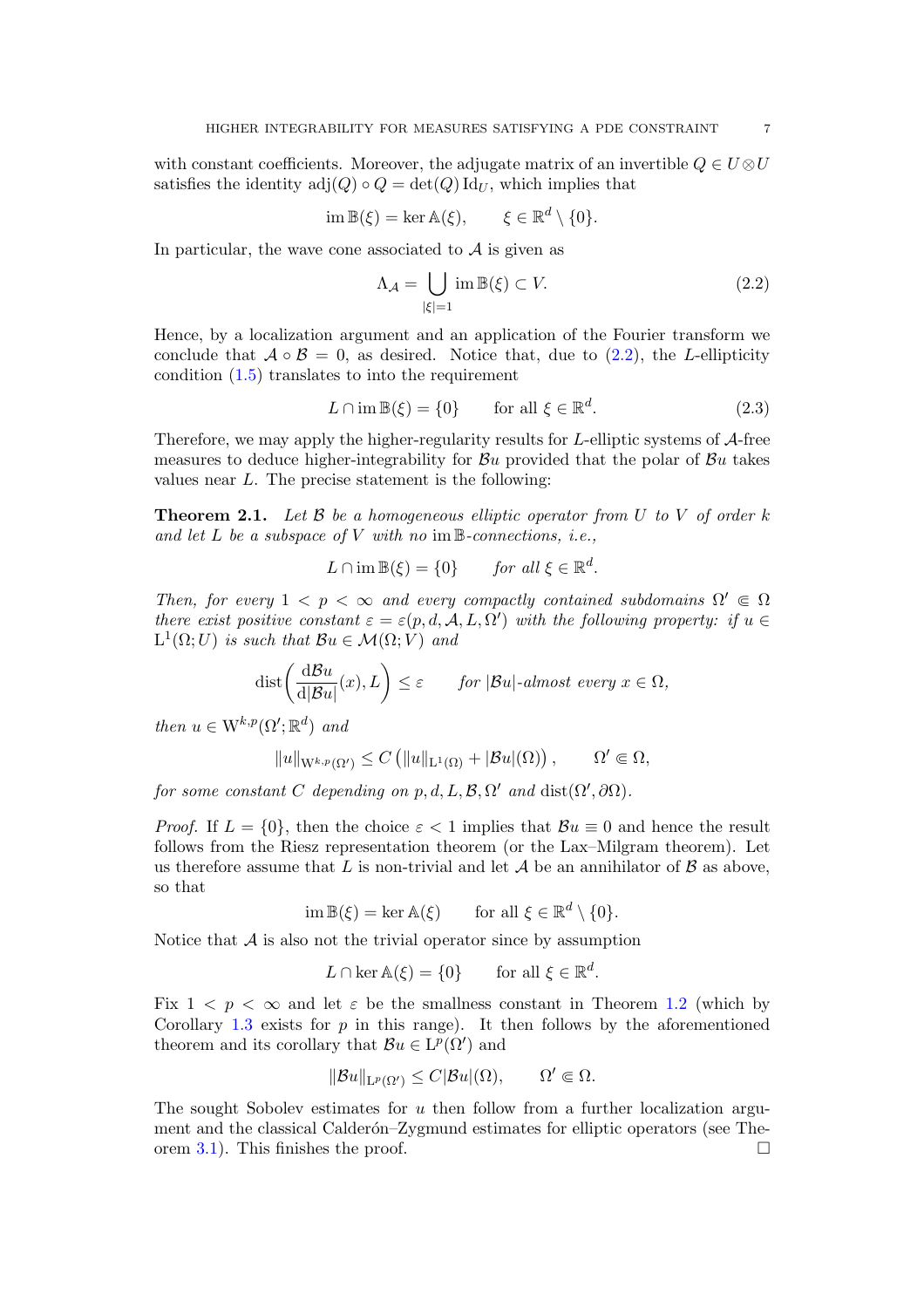with constant coefficients. Moreover, the adjugate matrix of an invertible $Q \in U \otimes U$ satisfies the identity $\operatorname{adj}(Q) \circ Q = \det(Q) \operatorname{Id}_U$, which implies that

$$\operatorname{im} \mathbb{B}(\xi) = \ker \mathbb{A}(\xi), \qquad \xi \in \mathbb{R}^d \setminus \{0\}.$$

In particular, the wave cone associated to $\mathcal{A}$ is given as

$$\Lambda_{\mathcal{A}} = \bigcup_{|\xi|=1} \operatorname{im} \mathbb{B}(\xi) \subset V. \tag{2.2}$$

Hence, by a localization argument and an application of the Fourier transform we conclude that $\mathcal{A} \circ \mathcal{B} = 0$, as desired. Notice that, due to (2.2), the $L$-ellipticity condition (1.5) translates to into the requirement

$$L \cap \operatorname{im} \mathbb{B}(\xi) = \{0\} \qquad \text{for all } \xi \in \mathbb{R}^d. \tag{2.3}$$

Therefore, we may apply the higher-regularity results for $L$-elliptic systems of $\mathcal{A}$-free measures to deduce higher-integrability for $\mathcal{B}u$ provided that the polar of $\mathcal{B}u$ takes values near $L$. The precise statement is the following:

**Theorem 2.1.** *Let $\mathcal{B}$ be a homogeneous elliptic operator from $U$ to $V$ of order $k$ and let $L$ be a subspace of $V$ with no $\operatorname{im} \mathbb{B}$-connections, i.e.,*

$$L \cap \operatorname{im} \mathbb{B}(\xi) = \{0\} \qquad \text{for all } \xi \in \mathbb{R}^d.$$

*Then, for every $1 < p < \infty$ and every compactly contained subdomains $\Omega' \Subset \Omega$ there exist positive constant $\varepsilon = \varepsilon(p, d, \mathcal{A}, L, \Omega')$ with the following property: if $u \in \mathrm{L}^1(\Omega; U)$ is such that $\mathcal{B}u \in \mathcal{M}(\Omega; V)$ and*

$$\operatorname{dist}\left(\frac{\mathrm{d}\mathcal{B}u}{\mathrm{d}|\mathcal{B}u|}(x), L\right) \leq \varepsilon \qquad \text{for } |\mathcal{B}u|\text{-almost every } x \in \Omega,$$

*then $u \in \mathrm{W}^{k,p}(\Omega'; \mathbb{R}^d)$ and*

$$\|u\|_{\mathrm{W}^{k,p}(\Omega')} \leq C \left( \|u\|_{\mathrm{L}^1(\Omega)} + |\mathcal{B}u|(\Omega) \right), \qquad \Omega' \Subset \Omega,$$

*for some constant $C$ depending on $p, d, L, \mathcal{B}, \Omega'$ and $\operatorname{dist}(\Omega', \partial\Omega)$.*

*Proof.* If $L = \{0\}$, then the choice $\varepsilon < 1$ implies that $\mathcal{B}u \equiv 0$ and hence the result follows from the Riesz representation theorem (or the Lax–Milgram theorem). Let us therefore assume that $L$ is non-trivial and let $\mathcal{A}$ be an annihilator of $\mathcal{B}$ as above, so that

$$\operatorname{im} \mathbb{B}(\xi) = \ker \mathbb{A}(\xi) \qquad \text{for all } \xi \in \mathbb{R}^d \setminus \{0\}.$$

Notice that $\mathcal{A}$ is also not the trivial operator since by assumption

$$L \cap \ker \mathbb{A}(\xi) = \{0\} \qquad \text{for all } \xi \in \mathbb{R}^d.$$

Fix $1 < p < \infty$ and let $\varepsilon$ be the smallness constant in Theorem 1.2 (which by Corollary 1.3 exists for $p$ in this range). It then follows by the aforementioned theorem and its corollary that $\mathcal{B}u \in \mathrm{L}^p(\Omega')$ and

$$\|\mathcal{B}u\|_{\mathrm{L}^p(\Omega')} \leq C|\mathcal{B}u|(\Omega), \qquad \Omega' \Subset \Omega.$$

The sought Sobolev estimates for $u$ then follow from a further localization argument and the classical Calderón–Zygmund estimates for elliptic operators (see Theorem 3.1). This finishes the proof. $\square$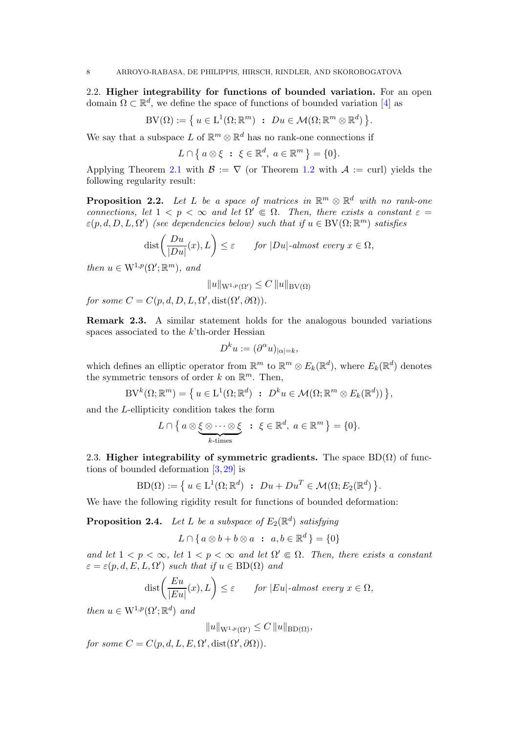2.2. **Higher integrability for functions of bounded variation.** For an open domain $\Omega \subset \mathbb{R}^d$, we define the space of functions of bounded variation [4] as

$$\mathrm{BV}(\Omega) := \left\{ u \in \mathrm{L}^1(\Omega;\mathbb{R}^m) \ : \ Du \in \mathcal{M}(\Omega;\mathbb{R}^m \otimes \mathbb{R}^d) \right\}.$$

We say that a subspace $L$ of $\mathbb{R}^m \otimes \mathbb{R}^d$ has no rank-one connections if

$$L \cap \left\{ a \otimes \xi \ : \ \xi \in \mathbb{R}^d, \ a \in \mathbb{R}^m \right\} = \{0\}.$$

Applying Theorem 2.1 with $\mathcal{B} := \nabla$ (or Theorem 1.2 with $\mathcal{A} :=$ curl) yields the following regularity result:

**Proposition 2.2.** *Let $L$ be a space of matrices in $\mathbb{R}^m \otimes \mathbb{R}^d$ with no rank-one connections, let $1 < p < \infty$ and let $\Omega' \Subset \Omega$. Then, there exists a constant $\varepsilon = \varepsilon(p, d, D, L, \Omega')$ (see dependencies below) such that if $u \in \mathrm{BV}(\Omega;\mathbb{R}^m)$ satisfies*

$$\mathrm{dist}\left( \frac{Du}{|Du|}(x), L \right) \leq \varepsilon \qquad \textit{for } |Du|\textit{-almost every } x \in \Omega,$$

*then $u \in \mathrm{W}^{1,p}(\Omega';\mathbb{R}^m)$, and*

$$\|u\|_{\mathrm{W}^{1,p}(\Omega')} \leq C\, \|u\|_{\mathrm{BV}(\Omega)}$$

*for some $C = C(p, d, D, L, \Omega', \mathrm{dist}(\Omega', \partial\Omega))$.*

**Remark 2.3.** A similar statement holds for the analogous bounded variations spaces associated to the $k$'th-order Hessian

$$D^k u := (\partial^\alpha u)_{|\alpha| = k},$$

which defines an elliptic operator from $\mathbb{R}^m$ to $\mathbb{R}^m \otimes E_k(\mathbb{R}^d)$, where $E_k(\mathbb{R}^d)$ denotes the symmetric tensors of order $k$ on $\mathbb{R}^m$. Then,

$$\mathrm{BV}^k(\Omega;\mathbb{R}^m) = \left\{ u \in \mathrm{L}^1(\Omega;\mathbb{R}^d) \ : \ D^k u \in \mathcal{M}(\Omega;\mathbb{R}^m \otimes E_k(\mathbb{R}^d)) \right\},$$

and the $L$-ellipticity condition takes the form

$$L \cap \left\{ a \otimes \underbrace{\xi \otimes \cdots \otimes \xi}_{k\text{-times}} \ : \ \xi \in \mathbb{R}^d, \ a \in \mathbb{R}^m \right\} = \{0\}.$$

2.3. **Higher integrability of symmetric gradients.** The space $\mathrm{BD}(\Omega)$ of functions of bounded deformation [3, 29] is

$$\mathrm{BD}(\Omega) := \left\{ u \in \mathrm{L}^1(\Omega;\mathbb{R}^d) \ : \ Du + Du^T \in \mathcal{M}(\Omega; E_2(\mathbb{R}^d) \right\}.$$

We have the following rigidity result for functions of bounded deformation:

**Proposition 2.4.** *Let $L$ be a subspace of $E_2(\mathbb{R}^d)$ satisfying*

$$L \cap \left\{ a \otimes b + b \otimes a \ : \ a, b \in \mathbb{R}^d \right\} = \{0\}$$

*and let $1 < p < \infty$, let $1 < p < \infty$ and let $\Omega' \Subset \Omega$. Then, there exists a constant $\varepsilon = \varepsilon(p, d, E, L, \Omega')$ such that if $u \in \mathrm{BD}(\Omega)$ and*

$$\mathrm{dist}\left( \frac{Eu}{|Eu|}(x), L \right) \leq \varepsilon \qquad \textit{for } |Eu|\textit{-almost every } x \in \Omega,$$

*then $u \in \mathrm{W}^{1,p}(\Omega';\mathbb{R}^d)$ and*

$$\|u\|_{\mathrm{W}^{1,p}(\Omega')} \leq C\, \|u\|_{\mathrm{BD}(\Omega)},$$

*for some $C = C(p, d, L, E, \Omega', \mathrm{dist}(\Omega', \partial\Omega))$.*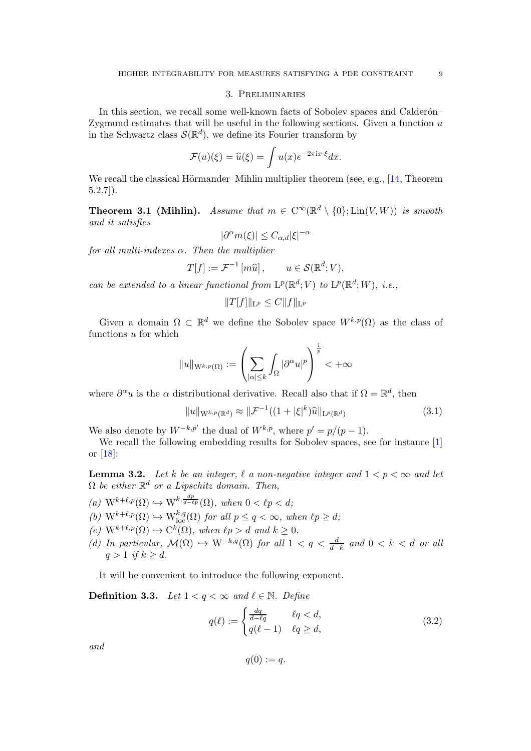## 3. Preliminaries

In this section, we recall some well-known facts of Sobolev spaces and Calderón–Zygmund estimates that will be useful in the following sections. Given a function $u$ in the Schwartz class $\mathcal{S}(\mathbb{R}^d)$, we define its Fourier transform by

$$\mathcal{F}(u)(\xi) = \widehat{u}(\xi) = \int u(x) e^{-2\pi i x \cdot \xi} dx.$$

We recall the classical Hörmander–Mihlin multiplier theorem (see, e.g., [14, Theorem 5.2.7]).

**Theorem 3.1 (Mihlin).** *Assume that $m \in \mathrm{C}^\infty(\mathbb{R}^d \setminus \{0\}; \mathrm{Lin}(V, W))$ is smooth and it satisfies*

$$|\partial^\alpha m(\xi)| \leq C_{\alpha,d} |\xi|^{-\alpha}$$

*for all multi-indexes $\alpha$. Then the multiplier*

$$T[f] := \mathcal{F}^{-1}\left[m \widehat{u}\right], \qquad u \in \mathcal{S}(\mathbb{R}^d; V),$$

*can be extended to a linear functional from $\mathrm{L}^p(\mathbb{R}^d; V)$ to $\mathrm{L}^p(\mathbb{R}^d; W)$, i.e.,*

$$\|T[f]\|_{\mathrm{L}^p} \leq C \|f\|_{\mathrm{L}^p}$$

Given a domain $\Omega \subset \mathbb{R}^d$ we define the Sobolev space $W^{k,p}(\Omega)$ as the class of functions $u$ for which

$$\|u\|_{\mathrm{W}^{k,p}(\Omega)} := \left( \sum_{|\alpha| \leq k} \int_\Omega |\partial^\alpha u|^p \right)^{\frac{1}{p}} < +\infty$$

where $\partial^\alpha u$ is the $\alpha$ distributional derivative. Recall also that if $\Omega = \mathbb{R}^d$, then

$$\|u\|_{\mathrm{W}^{k,p}(\mathbb{R}^d)} \approx \|\mathcal{F}^{-1}((1 + |\xi|^k)\widehat{u}\|_{\mathrm{L}^p(\mathbb{R}^d)} \tag{3.1}$$

We also denote by $W^{-k,p'}$ the dual of $W^{k,p}$, where $p' = p/(p-1)$.

We recall the following embedding results for Sobolev spaces, see for instance [1] or [18]:

**Lemma 3.2.** *Let $k$ be an integer, $\ell$ a non-negative integer and $1 < p < \infty$ and let $\Omega$ be either $\mathbb{R}^d$ or a Lipschitz domain. Then,*

*(a) $\mathrm{W}^{k+\ell,p}(\Omega) \hookrightarrow \mathrm{W}^{k,\frac{dp}{d-\ell p}}(\Omega)$, when $0 < \ell p < d$;*

*(b) $\mathrm{W}^{k+\ell,p}(\Omega) \hookrightarrow \mathrm{W}^{k,q}_{\mathrm{loc}}(\Omega)$ for all $p \leq q < \infty$, when $\ell p \geq d$;*

*(c) $\mathrm{W}^{k+\ell,p}(\Omega) \hookrightarrow \mathrm{C}^k(\Omega)$, when $\ell p > d$ and $k \geq 0$.*

*(d) In particular, $\mathcal{M}(\Omega) \hookrightarrow \mathrm{W}^{-k,q}(\Omega)$ for all $1 < q < \frac{d}{d-k}$ and $0 < k < d$ or all $q > 1$ if $k \geq d$.*

It will be convenient to introduce the following exponent.

**Definition 3.3.** *Let $1 < q < \infty$ and $\ell \in \mathbb{N}$. Define*

$$q(\ell) := \begin{cases} \frac{dq}{d-\ell q} & \ell q < d, \\ q(\ell-1) & \ell q \geq d, \end{cases} \tag{3.2}$$

*and*

$$q(0) := q.$$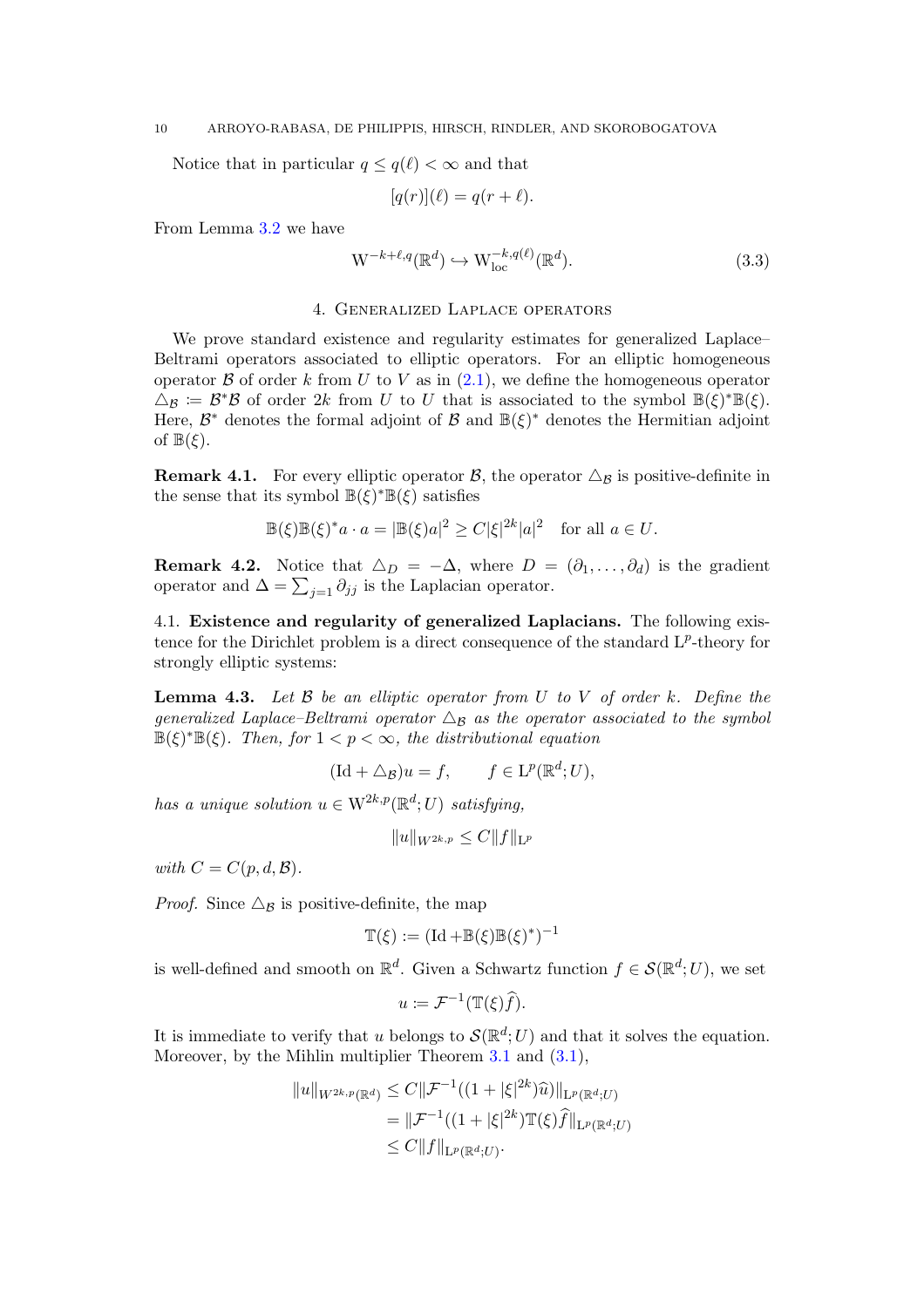Notice that in particular $q \leq q(\ell) < \infty$ and that

$$[q(r)](\ell) = q(r + \ell).$$

From Lemma 3.2 we have

$$\mathrm{W}^{-k+\ell,q}(\mathbb{R}^d) \hookrightarrow \mathrm{W}^{-k,q(\ell)}_{\mathrm{loc}}(\mathbb{R}^d). \tag{3.3}$$

## 4. Generalized Laplace operators

We prove standard existence and regularity estimates for generalized Laplace–Beltrami operators associated to elliptic operators. For an elliptic homogeneous operator $\mathcal{B}$ of order $k$ from $U$ to $V$ as in (2.1), we define the homogeneous operator $\triangle_{\mathcal{B}} := \mathcal{B}^*\mathcal{B}$ of order $2k$ from $U$ to $U$ that is associated to the symbol $\mathbb{B}(\xi)^*\mathbb{B}(\xi)$. Here, $\mathcal{B}^*$ denotes the formal adjoint of $\mathcal{B}$ and $\mathbb{B}(\xi)^*$ denotes the Hermitian adjoint of $\mathbb{B}(\xi)$.

**Remark 4.1.** For every elliptic operator $\mathcal{B}$, the operator $\triangle_{\mathcal{B}}$ is positive-definite in the sense that its symbol $\mathbb{B}(\xi)^*\mathbb{B}(\xi)$ satisfies

$$\mathbb{B}(\xi)\mathbb{B}(\xi)^* a \cdot a = |\mathbb{B}(\xi)a|^2 \geq C|\xi|^{2k}|a|^2 \quad \text{for all } a \in U.$$

**Remark 4.2.** Notice that $\triangle_D = -\Delta$, where $D = (\partial_1, \ldots, \partial_d)$ is the gradient operator and $\Delta = \sum_{j=1} \partial_{jj}$ is the Laplacian operator.

### 4.1. Existence and regularity of generalized Laplacians.

The following existence for the Dirichlet problem is a direct consequence of the standard $\mathrm{L}^p$-theory for strongly elliptic systems:

**Lemma 4.3.** *Let $\mathcal{B}$ be an elliptic operator from $U$ to $V$ of order $k$. Define the generalized Laplace–Beltrami operator $\triangle_{\mathcal{B}}$ as the operator associated to the symbol $\mathbb{B}(\xi)^*\mathbb{B}(\xi)$. Then, for $1 < p < \infty$, the distributional equation*

$$(\mathrm{Id} + \triangle_{\mathcal{B}})u = f, \qquad f \in \mathrm{L}^p(\mathbb{R}^d; U),$$

*has a unique solution $u \in \mathrm{W}^{2k,p}(\mathbb{R}^d; U)$ satisfying,*

$$\|u\|_{W^{2k,p}} \leq C\|f\|_{\mathrm{L}^p}$$

*with $C = C(p, d, \mathcal{B})$.*

*Proof.* Since $\triangle_{\mathcal{B}}$ is positive-definite, the map

$$\mathbb{T}(\xi) := (\mathrm{Id} + \mathbb{B}(\xi)\mathbb{B}(\xi)^*)^{-1}$$

is well-defined and smooth on $\mathbb{R}^d$. Given a Schwartz function $f \in \mathcal{S}(\mathbb{R}^d; U)$, we set

$$u := \mathcal{F}^{-1}(\mathbb{T}(\xi)\widehat{f}).$$

It is immediate to verify that $u$ belongs to $\mathcal{S}(\mathbb{R}^d; U)$ and that it solves the equation. Moreover, by the Mihlin multiplier Theorem 3.1 and (3.1),

$$\begin{aligned}
\|u\|_{W^{2k,p}(\mathbb{R}^d)} &\leq C\|\mathcal{F}^{-1}((1 + |\xi|^{2k})\widehat{u})\|_{\mathrm{L}^p(\mathbb{R}^d;U)} \\
&= \|\mathcal{F}^{-1}((1 + |\xi|^{2k})\mathbb{T}(\xi)\widehat{f}\|_{\mathrm{L}^p(\mathbb{R}^d;U)} \\
&\leq C\|f\|_{\mathrm{L}^p(\mathbb{R}^d;U)}.
\end{aligned}$$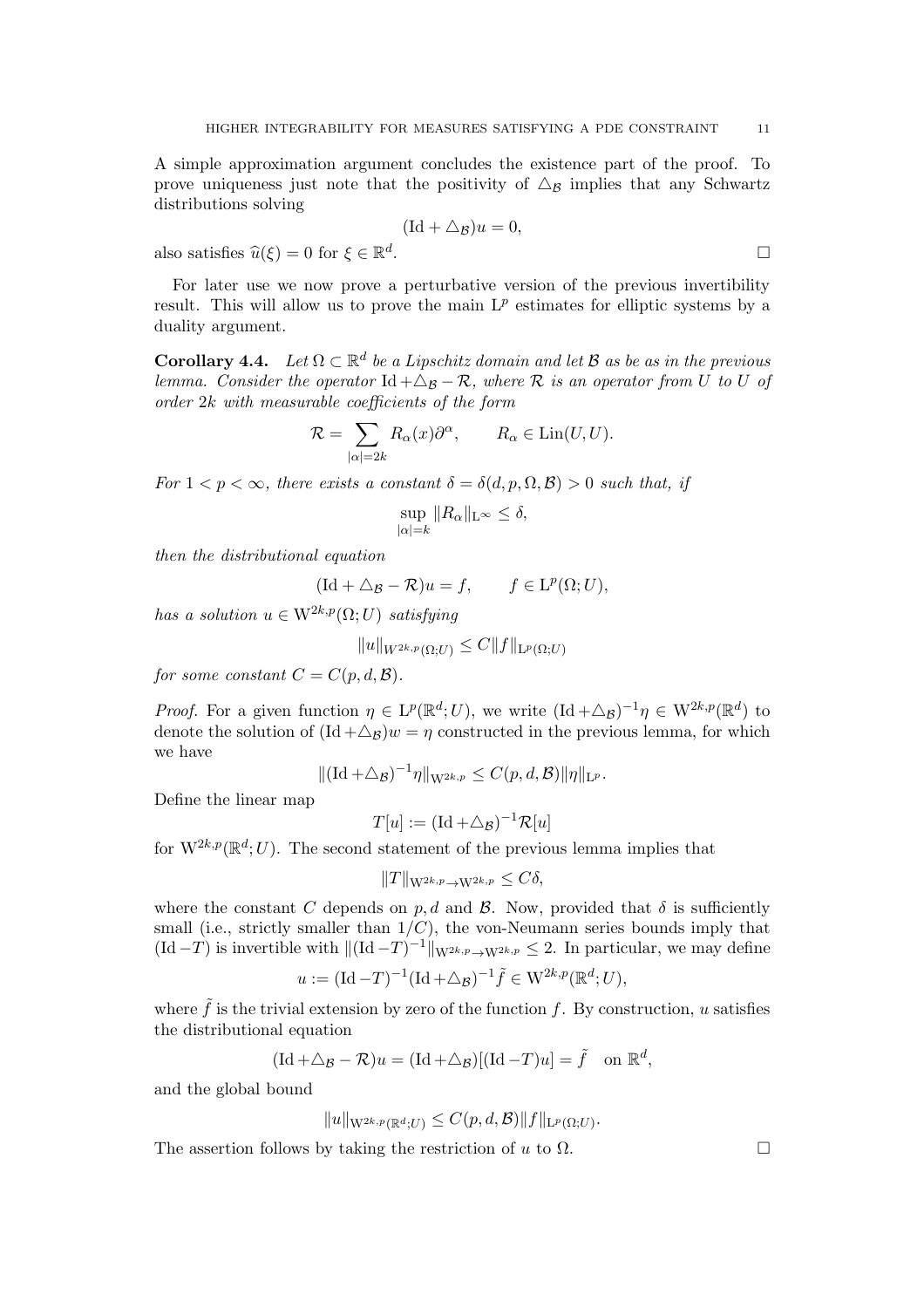A simple approximation argument concludes the existence part of the proof. To prove uniqueness just note that the positivity of $\triangle_{\mathcal{B}}$ implies that any Schwartz distributions solving

$$(\mathrm{Id} + \triangle_{\mathcal{B}})u = 0,$$

also satisfies $\widehat{u}(\xi) = 0$ for $\xi \in \mathbb{R}^d$. □

For later use we now prove a perturbative version of the previous invertibility result. This will allow us to prove the main $\mathrm{L}^p$ estimates for elliptic systems by a duality argument.

**Corollary 4.4.** *Let $\Omega \subset \mathbb{R}^d$ be a Lipschitz domain and let $\mathcal{B}$ as be as in the previous lemma. Consider the operator $\mathrm{Id} + \triangle_{\mathcal{B}} - \mathcal{R}$, where $\mathcal{R}$ is an operator from $U$ to $U$ of order $2k$ with measurable coefficients of the form*

$$\mathcal{R} = \sum_{|\alpha|=2k} R_\alpha(x)\partial^\alpha, \qquad R_\alpha \in \mathrm{Lin}(U, U).$$

*For $1 < p < \infty$, there exists a constant $\delta = \delta(d, p, \Omega, \mathcal{B}) > 0$ such that, if*

$$\sup_{|\alpha|=k} \|R_\alpha\|_{\mathrm{L}^\infty} \leq \delta,$$

*then the distributional equation*

$$(\mathrm{Id} + \triangle_{\mathcal{B}} - \mathcal{R})u = f, \qquad f \in \mathrm{L}^p(\Omega; U),$$

*has a solution $u \in \mathrm{W}^{2k,p}(\Omega; U)$ satisfying*

$$\|u\|_{W^{2k,p}(\Omega;U)} \leq C\|f\|_{\mathrm{L}^p(\Omega;U)}$$

*for some constant $C = C(p, d, \mathcal{B})$.*

*Proof.* For a given function $\eta \in \mathrm{L}^p(\mathbb{R}^d; U)$, we write $(\mathrm{Id} + \triangle_{\mathcal{B}})^{-1}\eta \in \mathrm{W}^{2k,p}(\mathbb{R}^d)$ to denote the solution of $(\mathrm{Id} + \triangle_{\mathcal{B}})w = \eta$ constructed in the previous lemma, for which we have

$$\|(\mathrm{Id} + \triangle_{\mathcal{B}})^{-1}\eta\|_{\mathrm{W}^{2k,p}} \leq C(p, d, \mathcal{B})\|\eta\|_{\mathrm{L}^p}.$$

Define the linear map

$$T[u] := (\mathrm{Id} + \triangle_{\mathcal{B}})^{-1}\mathcal{R}[u]$$

for $\mathrm{W}^{2k,p}(\mathbb{R}^d; U)$. The second statement of the previous lemma implies that

$$\|T\|_{\mathrm{W}^{2k,p} \to \mathrm{W}^{2k,p}} \leq C\delta,$$

where the constant $C$ depends on $p, d$ and $\mathcal{B}$. Now, provided that $\delta$ is sufficiently small (i.e., strictly smaller than $1/C$), the von-Neumann series bounds imply that $(\mathrm{Id} - T)$ is invertible with $\|(\mathrm{Id} - T)^{-1}\|_{\mathrm{W}^{2k,p} \to \mathrm{W}^{2k,p}} \leq 2$. In particular, we may define

$$u := (\mathrm{Id} - T)^{-1}(\mathrm{Id} + \triangle_{\mathcal{B}})^{-1}\tilde{f} \in \mathrm{W}^{2k,p}(\mathbb{R}^d; U),$$

where $\tilde{f}$ is the trivial extension by zero of the function $f$. By construction, $u$ satisfies the distributional equation

$$(\mathrm{Id} + \triangle_{\mathcal{B}} - \mathcal{R})u = (\mathrm{Id} + \triangle_{\mathcal{B}})[(\mathrm{Id} - T)u] = \tilde{f} \quad \text{on } \mathbb{R}^d,$$

and the global bound

$$\|u\|_{\mathrm{W}^{2k,p}(\mathbb{R}^d;U)} \leq C(p, d, \mathcal{B})\|f\|_{\mathrm{L}^p(\Omega;U)}.$$

The assertion follows by taking the restriction of $u$ to $\Omega$. □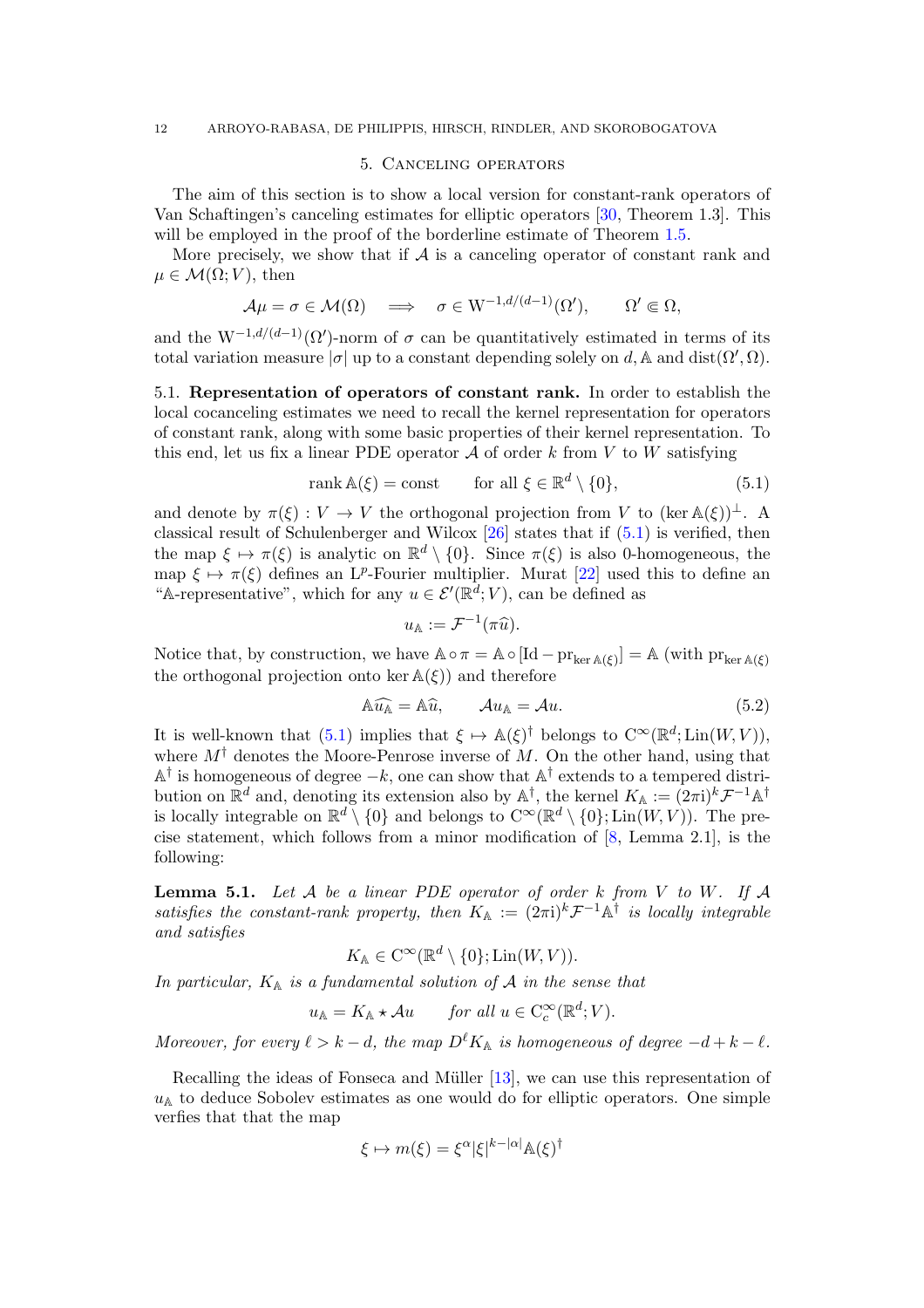## 5. Canceling operators

The aim of this section is to show a local version for constant-rank operators of Van Schaftingen's canceling estimates for elliptic operators [30, Theorem 1.3]. This will be employed in the proof of the borderline estimate of Theorem 1.5.

More precisely, we show that if $\mathcal{A}$ is a canceling operator of constant rank and $\mu \in \mathcal{M}(\Omega; V)$, then

$$\mathcal{A}\mu = \sigma \in \mathcal{M}(\Omega) \quad \Longrightarrow \quad \sigma \in \mathrm{W}^{-1,d/(d-1)}(\Omega'), \qquad \Omega' \Subset \Omega,$$

and the $\mathrm{W}^{-1,d/(d-1)}(\Omega')$-norm of $\sigma$ can be quantitatively estimated in terms of its total variation measure $|\sigma|$ up to a constant depending solely on $d, \mathbb{A}$ and $\mathrm{dist}(\Omega', \Omega)$.

5.1. **Representation of operators of constant rank.** In order to establish the local cocanceling estimates we need to recall the kernel representation for operators of constant rank, along with some basic properties of their kernel representation. To this end, let us fix a linear PDE operator $\mathcal{A}$ of order $k$ from $V$ to $W$ satisfying

$$\mathrm{rank}\, \mathbb{A}(\xi) = \mathrm{const} \qquad \text{for all } \xi \in \mathbb{R}^d \setminus \{0\}, \tag{5.1}$$

and denote by $\pi(\xi) : V \to V$ the orthogonal projection from $V$ to $(\ker \mathbb{A}(\xi))^\perp$. A classical result of Schulenberger and Wilcox [26] states that if (5.1) is verified, then the map $\xi \mapsto \pi(\xi)$ is analytic on $\mathbb{R}^d \setminus \{0\}$. Since $\pi(\xi)$ is also 0-homogeneous, the map $\xi \mapsto \pi(\xi)$ defines an $\mathrm{L}^p$-Fourier multiplier. Murat [22] used this to define an "$\mathbb{A}$-representative", which for any $u \in \mathcal{E}'(\mathbb{R}^d; V)$, can be defined as

$$u_{\mathbb{A}} := \mathcal{F}^{-1}(\pi \widehat{u}).$$

Notice that, by construction, we have $\mathbb{A} \circ \pi = \mathbb{A} \circ [\mathrm{Id} - \mathrm{pr}_{\ker \mathbb{A}(\xi)}] = \mathbb{A}$ (with $\mathrm{pr}_{\ker \mathbb{A}(\xi)}$ the orthogonal projection onto $\ker \mathbb{A}(\xi)$) and therefore

$$\mathbb{A}\widehat{u_{\mathbb{A}}} = \mathbb{A}\widehat{u}, \qquad \mathcal{A}u_{\mathbb{A}} = \mathcal{A}u. \tag{5.2}$$

It is well-known that (5.1) implies that $\xi \mapsto \mathbb{A}(\xi)^\dagger$ belongs to $\mathrm{C}^\infty(\mathbb{R}^d; \mathrm{Lin}(W, V))$, where $M^\dagger$ denotes the Moore-Penrose inverse of $M$. On the other hand, using that $\mathbb{A}^\dagger$ is homogeneous of degree $-k$, one can show that $\mathbb{A}^\dagger$ extends to a tempered distribution on $\mathbb{R}^d$ and, denoting its extension also by $\mathbb{A}^\dagger$, the kernel $K_{\mathbb{A}} := (2\pi \mathrm{i})^k \mathcal{F}^{-1}\mathbb{A}^\dagger$ is locally integrable on $\mathbb{R}^d \setminus \{0\}$ and belongs to $\mathrm{C}^\infty(\mathbb{R}^d \setminus \{0\}; \mathrm{Lin}(W, V))$. The precise statement, which follows from a minor modification of [8, Lemma 2.1], is the following:

**Lemma 5.1.** *Let $\mathcal{A}$ be a linear PDE operator of order $k$ from $V$ to $W$. If $\mathcal{A}$ satisfies the constant-rank property, then $K_{\mathbb{A}} := (2\pi \mathrm{i})^k \mathcal{F}^{-1}\mathbb{A}^\dagger$ is locally integrable and satisfies*

$$K_{\mathbb{A}} \in \mathrm{C}^\infty(\mathbb{R}^d \setminus \{0\}; \mathrm{Lin}(W, V)).$$

*In particular, $K_{\mathbb{A}}$ is a fundamental solution of $\mathcal{A}$ in the sense that*

$$u_{\mathbb{A}} = K_{\mathbb{A}} \star \mathcal{A}u \qquad \text{for all } u \in \mathrm{C}_c^\infty(\mathbb{R}^d; V).$$

*Moreover, for every $\ell > k - d$, the map $D^\ell K_{\mathbb{A}}$ is homogeneous of degree $-d + k - \ell$.*

Recalling the ideas of Fonseca and Müller [13], we can use this representation of $u_{\mathbb{A}}$ to deduce Sobolev estimates as one would do for elliptic operators. One simple verfies that that the map

$$\xi \mapsto m(\xi) = \xi^\alpha |\xi|^{k - |\alpha|} \mathbb{A}(\xi)^\dagger$$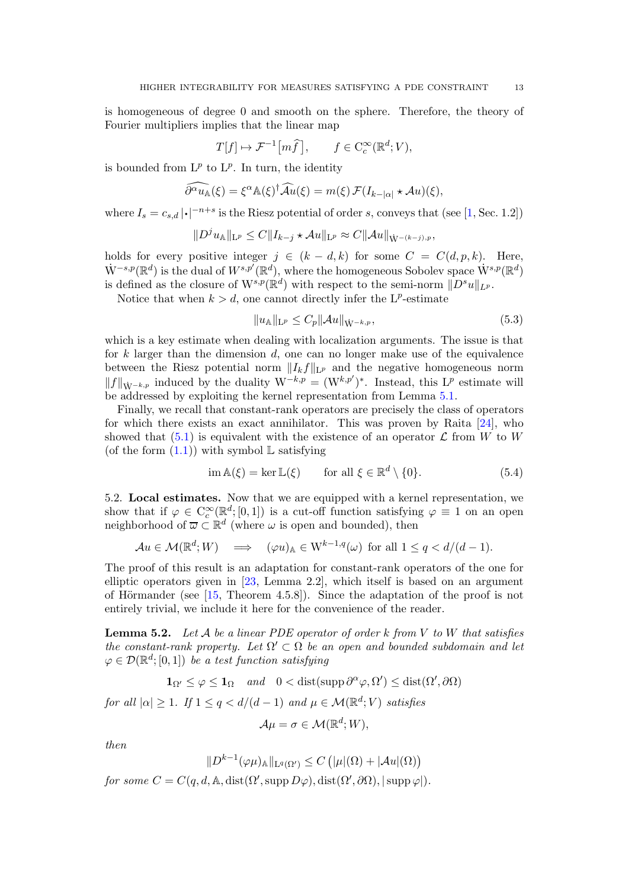is homogeneous of degree 0 and smooth on the sphere. Therefore, the theory of Fourier multipliers implies that the linear map

$$T[f] \mapsto \mathcal{F}^{-1}\big[m\widehat{f}\,\big], \qquad f \in \mathrm{C}_c^\infty(\mathbb{R}^d; V),$$

is bounded from $\mathrm{L}^p$ to $\mathrm{L}^p$. In turn, the identity

$$\widehat{\partial^\alpha u_{\mathbb{A}}}(\xi) = \xi^\alpha \mathbb{A}(\xi)^\dagger \widehat{\mathcal{A}u}(\xi) = m(\xi)\,\mathcal{F}(I_{k-|\alpha|} \star \mathcal{A}u)(\xi),$$

where $I_s = c_{s,d}\,|\bullet|^{-n+s}$ is the Riesz potential of order $s$, conveys that (see [1, Sec. 1.2])

$$\|D^j u_{\mathbb{A}}\|_{\mathrm{L}^p} \leq C\|I_{k-j} \star \mathcal{A}u\|_{\mathrm{L}^p} \approx C\|\mathcal{A}u\|_{\dot{\mathrm{W}}^{-(k-j),p}},$$

holds for every positive integer $j \in (k-d, k)$ for some $C = C(d,p,k)$. Here, $\dot{\mathrm{W}}^{-s,p}(\mathbb{R}^d)$ is the dual of $W^{s,p'}(\mathbb{R}^d)$, where the homogeneous Sobolev space $\dot{\mathrm{W}}^{s,p}(\mathbb{R}^d)$ is defined as the closure of $\mathrm{W}^{s,p}(\mathbb{R}^d)$ with respect to the semi-norm $\|D^s u\|_{L^p}$.

Notice that when $k > d$, one cannot directly infer the $\mathrm{L}^p$-estimate

$$\|u_{\mathbb{A}}\|_{\mathrm{L}^p} \leq C_p\|\mathcal{A}u\|_{\dot{\mathrm{W}}^{-k,p}}, \tag{5.3}$$

which is a key estimate when dealing with localization arguments. The issue is that for $k$ larger than the dimension $d$, one can no longer make use of the equivalence between the Riesz potential norm $\|I_k f\|_{\mathrm{L}^p}$ and the negative homogeneous norm $\|f\|_{\dot{\mathrm{W}}^{-k,p}}$ induced by the duality $\mathrm{W}^{-k,p} = (\mathrm{W}^{k,p'})^*$. Instead, this $\mathrm{L}^p$ estimate will be addressed by exploiting the kernel representation from Lemma 5.1.

Finally, we recall that constant-rank operators are precisely the class of operators for which there exists an exact annihilator. This was proven by Raita [24], who showed that (5.1) is equivalent with the existence of an operator $\mathcal{L}$ from $W$ to $W$ (of the form (1.1)) with symbol $\mathbb{L}$ satisfying

$$\operatorname{im}\mathbb{A}(\xi) = \ker \mathbb{L}(\xi) \qquad \text{for all } \xi \in \mathbb{R}^d \setminus \{0\}. \tag{5.4}$$

5.2. **Local estimates.** Now that we are equipped with a kernel representation, we show that if $\varphi \in \mathrm{C}_c^\infty(\mathbb{R}^d; [0,1])$ is a cut-off function satisfying $\varphi \equiv 1$ on an open neighborhood of $\overline{\omega} \subset \mathbb{R}^d$ (where $\omega$ is open and bounded), then

$$\mathcal{A}u \in \mathcal{M}(\mathbb{R}^d; W) \quad \implies \quad (\varphi u)_{\mathbb{A}} \in \mathrm{W}^{k-1,q}(\omega) \text{ for all } 1 \leq q < d/(d-1).$$

The proof of this result is an adaptation for constant-rank operators of the one for elliptic operators given in [23, Lemma 2.2], which itself is based on an argument of Hörmander (see [15, Theorem 4.5.8]). Since the adaptation of the proof is not entirely trivial, we include it here for the convenience of the reader.

**Lemma 5.2.** *Let $\mathcal{A}$ be a linear PDE operator of order $k$ from $V$ to $W$ that satisfies the constant-rank property. Let $\Omega' \subset \Omega$ be an open and bounded subdomain and let $\varphi \in \mathcal{D}(\mathbb{R}^d; [0,1])$ be a test function satisfying*

$$\mathbf{1}_{\Omega'} \leq \varphi \leq \mathbf{1}_\Omega \quad \text{and} \quad 0 < \operatorname{dist}(\operatorname{supp}\partial^\alpha\varphi, \Omega') \leq \operatorname{dist}(\Omega', \partial\Omega)$$

*for all $|\alpha| \geq 1$. If $1 \leq q < d/(d-1)$ and $\mu \in \mathcal{M}(\mathbb{R}^d; V)$ satisfies*

$$\mathcal{A}\mu = \sigma \in \mathcal{M}(\mathbb{R}^d; W),$$

*then*

$$\|D^{k-1}(\varphi\mu)_{\mathbb{A}}\|_{\mathrm{L}^q(\Omega')} \leq C\left(|\mu|(\Omega) + |\mathcal{A}u|(\Omega)\right)$$

*for some $C = C(q, d, \mathbb{A}, \operatorname{dist}(\Omega', \operatorname{supp} D\varphi), \operatorname{dist}(\Omega', \partial\Omega), |\operatorname{supp}\varphi|)$.*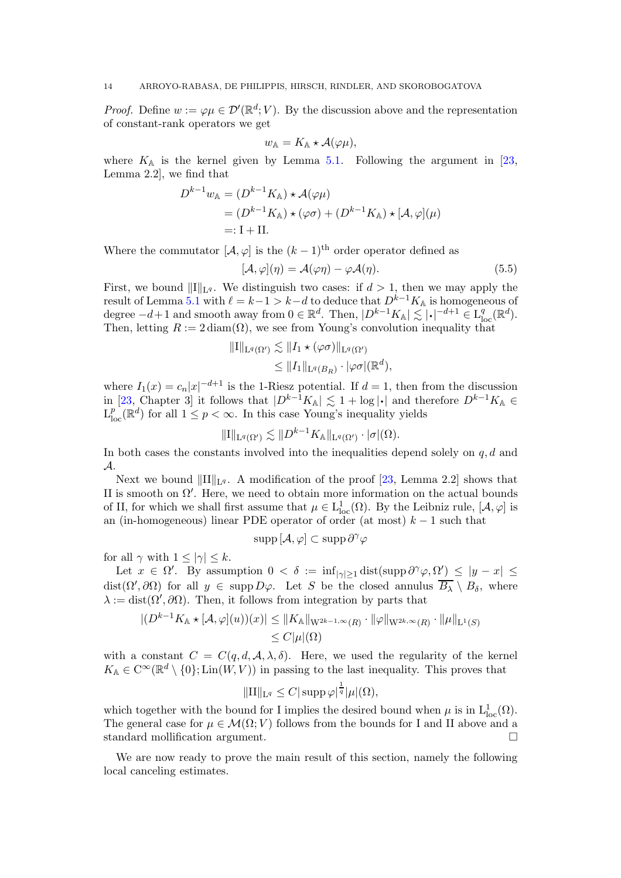*Proof.* Define $w := \varphi\mu \in \mathcal{D}'(\mathbb{R}^d; V)$. By the discussion above and the representation of constant-rank operators we get

$$w_{\mathbb{A}} = K_{\mathbb{A}} \star \mathcal{A}(\varphi\mu),$$

where $K_{\mathbb{A}}$ is the kernel given by Lemma 5.1. Following the argument in [23, Lemma 2.2], we find that

$$\begin{aligned}
D^{k-1}w_{\mathbb{A}} &= (D^{k-1}K_{\mathbb{A}}) \star \mathcal{A}(\varphi\mu) \\
&= (D^{k-1}K_{\mathbb{A}}) \star (\varphi\sigma) + (D^{k-1}K_{\mathbb{A}}) \star [\mathcal{A}, \varphi](\mu) \\
&=: \mathrm{I} + \mathrm{II}.
\end{aligned}$$

Where the commutator $[\mathcal{A}, \varphi]$ is the $(k-1)^{\text{th}}$ order operator defined as

$$[\mathcal{A}, \varphi](\eta) = \mathcal{A}(\varphi\eta) - \varphi\mathcal{A}(\eta). \tag{5.5}$$

First, we bound $\|\mathrm{I}\|_{\mathrm{L}^q}$. We distinguish two cases: if $d > 1$, then we may apply the result of Lemma 5.1 with $\ell = k-1 > k-d$ to deduce that $D^{k-1}K_{\mathbb{A}}$ is homogeneous of degree $-d+1$ and smooth away from $0 \in \mathbb{R}^d$. Then, $|D^{k-1}K_{\mathbb{A}}| \lesssim |\bullet|^{-d+1} \in \mathrm{L}^q_{\mathrm{loc}}(\mathbb{R}^d)$. Then, letting $R := 2\,\mathrm{diam}(\Omega)$, we see from Young's convolution inequality that

$$\begin{aligned}
\|\mathrm{I}\|_{\mathrm{L}^q(\Omega')} &\lesssim \|I_1 \star (\varphi\sigma)\|_{\mathrm{L}^q(\Omega')} \\
&\leq \|I_1\|_{\mathrm{L}^q(B_R)} \cdot |\varphi\sigma|(\mathbb{R}^d),
\end{aligned}$$

where $I_1(x) = c_n|x|^{-d+1}$ is the 1-Riesz potential. If $d = 1$, then from the discussion in [23, Chapter 3] it follows that $|D^{k-1}K_{\mathbb{A}}| \lesssim 1 + \log|\bullet|$ and therefore $D^{k-1}K_{\mathbb{A}} \in \mathrm{L}^p_{\mathrm{loc}}(\mathbb{R}^d)$ for all $1 \leq p < \infty$. In this case Young's inequality yields

$$\|\mathrm{I}\|_{\mathrm{L}^q(\Omega')} \lesssim \|D^{k-1}K_{\mathbb{A}}\|_{\mathrm{L}^q(\Omega')} \cdot |\sigma|(\Omega).$$

In both cases the constants involved into the inequalities depend solely on $q, d$ and $\mathcal{A}$.

Next we bound $\|\mathrm{II}\|_{\mathrm{L}^q}$. A modification of the proof [23, Lemma 2.2] shows that II is smooth on $\Omega'$. Here, we need to obtain more information on the actual bounds of II, for which we shall first assume that $\mu \in \mathrm{L}^1_{\mathrm{loc}}(\Omega)$. By the Leibniz rule, $[\mathcal{A}, \varphi]$ is an (in-homogeneous) linear PDE operator of order (at most) $k-1$ such that

$$\operatorname{supp}[\mathcal{A}, \varphi] \subset \operatorname{supp}\partial^\gamma\varphi$$

for all $\gamma$ with $1 \leq |\gamma| \leq k$.

Let $x \in \Omega'$. By assumption $0 < \delta := \inf_{|\gamma|\geq 1} \mathrm{dist}(\operatorname{supp}\partial^\gamma\varphi, \Omega') \leq |y - x| \leq \mathrm{dist}(\Omega', \partial\Omega)$ for all $y \in \operatorname{supp} D\varphi$. Let $S$ be the closed annulus $\overline{B_\lambda} \setminus B_\delta$, where $\lambda := \mathrm{dist}(\Omega', \partial\Omega)$. Then, it follows from integration by parts that

$$\begin{aligned}
|(D^{k-1}K_{\mathbb{A}} \star [\mathcal{A}, \varphi](u))(x)| &\leq \|K_{\mathbb{A}}\|_{\mathrm{W}^{2k-1,\infty}(R)} \cdot \|\varphi\|_{\mathrm{W}^{2k,\infty}(R)} \cdot \|\mu\|_{\mathrm{L}^1(S)} \\
&\leq C|\mu|(\Omega)
\end{aligned}$$

with a constant $C = C(q, d, \mathcal{A}, \lambda, \delta)$. Here, we used the regularity of the kernel $K_{\mathbb{A}} \in \mathrm{C}^\infty(\mathbb{R}^d \setminus \{0\}; \mathrm{Lin}(W, V))$ in passing to the last inequality. This proves that

$$\|\mathrm{II}\|_{\mathrm{L}^q} \leq C|\operatorname{supp}\varphi|^{\frac{1}{q}}|\mu|(\Omega),$$

which together with the bound for I implies the desired bound when $\mu$ is in $\mathrm{L}^1_{\mathrm{loc}}(\Omega)$. The general case for $\mu \in \mathcal{M}(\Omega; V)$ follows from the bounds for I and II above and a standard mollification argument. $\square$

We are now ready to prove the main result of this section, namely the following local canceling estimates.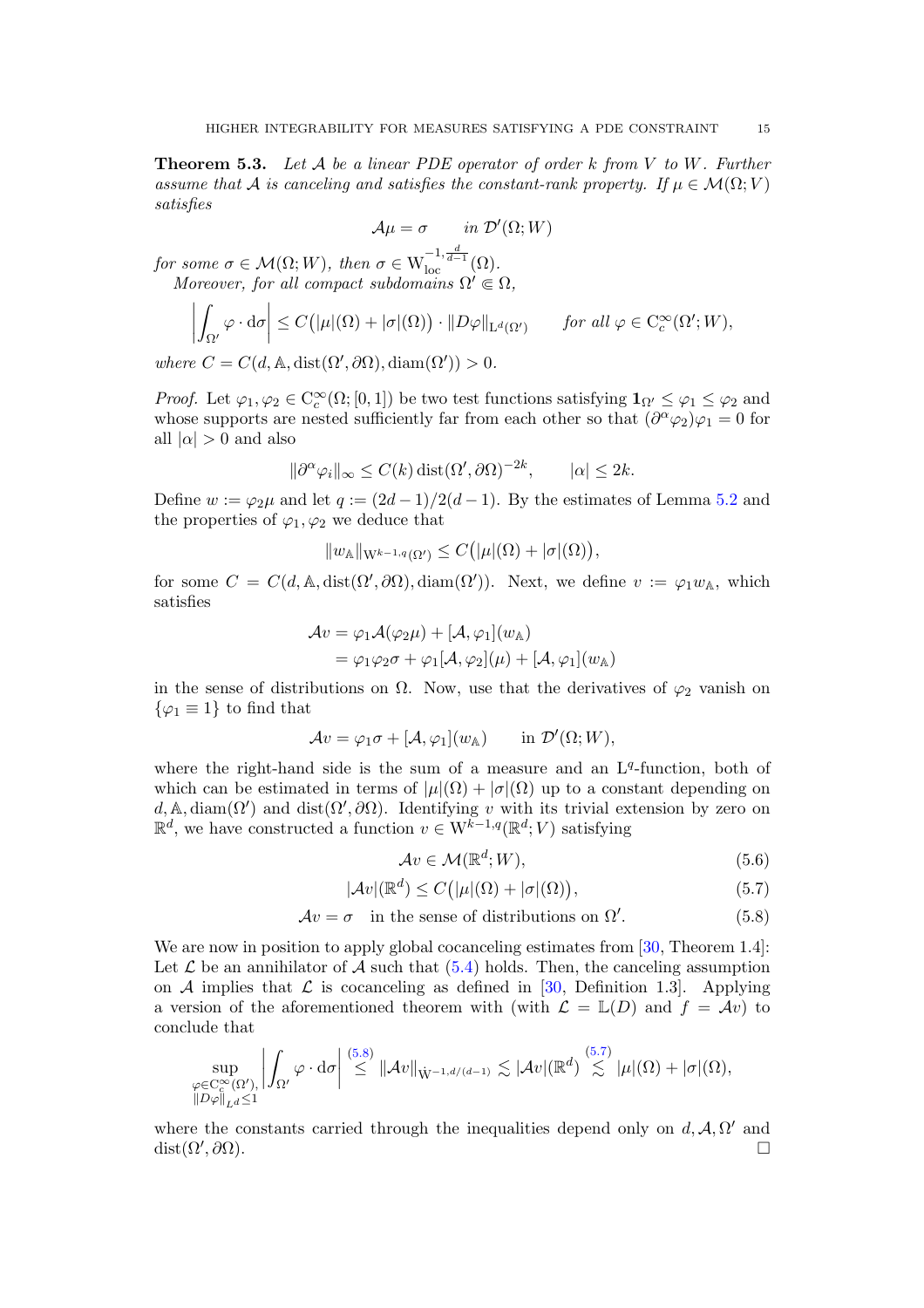**Theorem 5.3.** *Let $\mathcal{A}$ be a linear PDE operator of order $k$ from $V$ to $W$. Further assume that $\mathcal{A}$ is canceling and satisfies the constant-rank property. If $\mu \in \mathcal{M}(\Omega; V)$ satisfies*

$$\mathcal{A}\mu = \sigma \qquad \text{in } \mathcal{D}'(\Omega; W)$$

*for some $\sigma \in \mathcal{M}(\Omega; W)$, then $\sigma \in \mathrm{W}^{-1,\frac{d}{d-1}}_{\mathrm{loc}}(\Omega)$.*

*Moreover, for all compact subdomains $\Omega' \Subset \Omega$,*

$$\left| \int_{\Omega'} \varphi \cdot \mathrm{d}\sigma \right| \le C\big(|\mu|(\Omega) + |\sigma|(\Omega)\big) \cdot \|D\varphi\|_{\mathrm{L}^d(\Omega')} \qquad \text{for all } \varphi \in \mathrm{C}_c^\infty(\Omega'; W),$$

*where $C = C(d, \mathbb{A}, \operatorname{dist}(\Omega', \partial\Omega), \operatorname{diam}(\Omega')) > 0$.*

*Proof.* Let $\varphi_1, \varphi_2 \in \mathrm{C}_c^\infty(\Omega; [0,1])$ be two test functions satisfying $\mathbf{1}_{\Omega'} \le \varphi_1 \le \varphi_2$ and whose supports are nested sufficiently far from each other so that $(\partial^\alpha \varphi_2)\varphi_1 = 0$ for all $|\alpha| > 0$ and also

$$\|\partial^\alpha \varphi_i\|_\infty \le C(k) \operatorname{dist}(\Omega', \partial\Omega)^{-2k}, \qquad |\alpha| \le 2k.$$

Define $w := \varphi_2 \mu$ and let $q := (2d-1)/2(d-1)$. By the estimates of Lemma 5.2 and the properties of $\varphi_1, \varphi_2$ we deduce that

$$\|w_{\mathbb{A}}\|_{\mathrm{W}^{k-1,q}(\Omega')} \le C\big(|\mu|(\Omega) + |\sigma|(\Omega)\big),$$

for some $C = C(d, \mathbb{A}, \operatorname{dist}(\Omega', \partial\Omega), \operatorname{diam}(\Omega'))$. Next, we define $v := \varphi_1 w_{\mathbb{A}}$, which satisfies

$$\begin{aligned} \mathcal{A}v &= \varphi_1 \mathcal{A}(\varphi_2 \mu) + [\mathcal{A}, \varphi_1](w_{\mathbb{A}}) \\ &= \varphi_1 \varphi_2 \sigma + \varphi_1 [\mathcal{A}, \varphi_2](\mu) + [\mathcal{A}, \varphi_1](w_{\mathbb{A}}) \end{aligned}$$

in the sense of distributions on $\Omega$. Now, use that the derivatives of $\varphi_2$ vanish on $\{\varphi_1 \equiv 1\}$ to find that

$$\mathcal{A}v = \varphi_1 \sigma + [\mathcal{A}, \varphi_1](w_{\mathbb{A}}) \qquad \text{in } \mathcal{D}'(\Omega; W),$$

where the right-hand side is the sum of a measure and an $\mathrm{L}^q$-function, both of which can be estimated in terms of $|\mu|(\Omega) + |\sigma|(\Omega)$ up to a constant depending on $d, \mathbb{A}, \operatorname{diam}(\Omega')$ and $\operatorname{dist}(\Omega', \partial\Omega)$. Identifying $v$ with its trivial extension by zero on $\mathbb{R}^d$, we have constructed a function $v \in \mathrm{W}^{k-1,q}(\mathbb{R}^d; V)$ satisfying

$$\mathcal{A}v \in \mathcal{M}(\mathbb{R}^d; W), \tag{5.6}$$

$$|\mathcal{A}v|(\mathbb{R}^d) \le C\big(|\mu|(\Omega) + |\sigma|(\Omega)\big), \tag{5.7}$$

$$\mathcal{A}v = \sigma \quad \text{in the sense of distributions on } \Omega'. \tag{5.8}$$

We are now in position to apply global cocanceling estimates from [30, Theorem 1.4]: Let $\mathcal{L}$ be an annihilator of $\mathcal{A}$ such that (5.4) holds. Then, the canceling assumption on $\mathcal{A}$ implies that $\mathcal{L}$ is cocanceling as defined in [30, Definition 1.3]. Applying a version of the aforementioned theorem with (with $\mathcal{L} = \mathbb{L}(D)$ and $f = \mathcal{A}v$) to conclude that

$$\sup_{\substack{\varphi \in \mathrm{C}_c^\infty(\Omega'),\\ \|D\varphi\|_{L^d} \le 1}} \left| \int_{\Omega'} \varphi \cdot \mathrm{d}\sigma \right| \overset{(5.8)}{\le} \|\mathcal{A}v\|_{\dot{\mathrm{W}}^{-1,d/(d-1)}} \lesssim |\mathcal{A}v|(\mathbb{R}^d) \overset{(5.7)}{\lesssim} |\mu|(\Omega) + |\sigma|(\Omega),$$

where the constants carried through the inequalities depend only on $d, \mathcal{A}, \Omega'$ and $\operatorname{dist}(\Omega', \partial\Omega)$. $\square$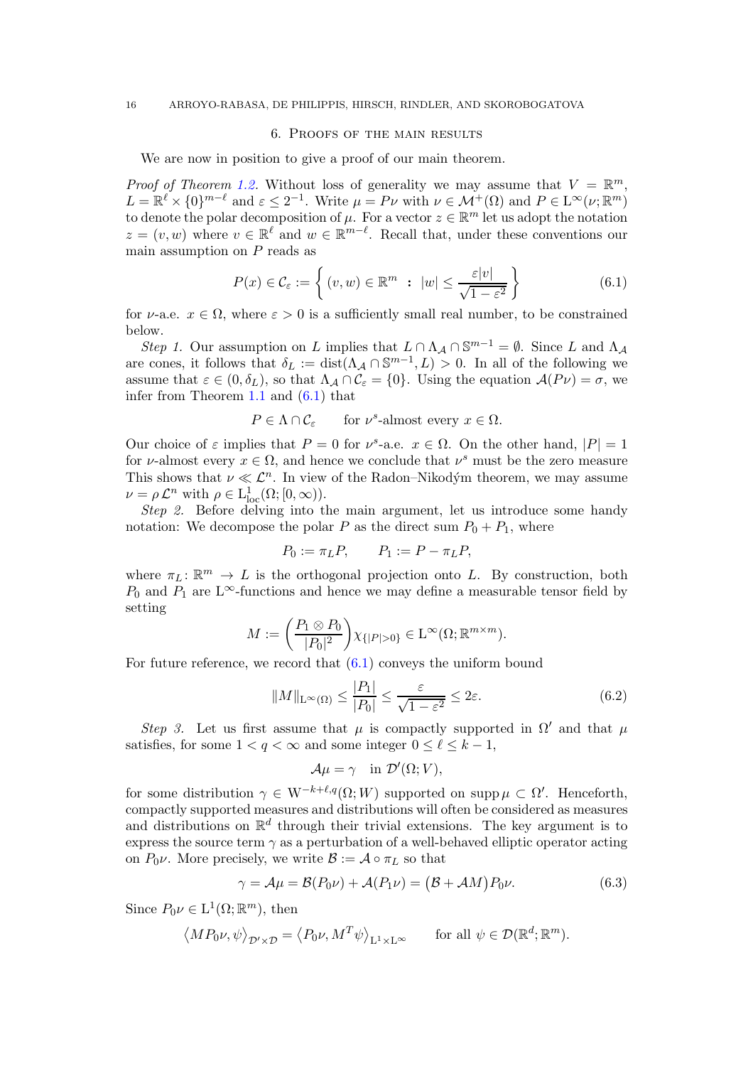## 6. Proofs of the main results

We are now in position to give a proof of our main theorem.

*Proof of Theorem 1.2.* Without loss of generality we may assume that $V = \mathbb{R}^m$, $L = \mathbb{R}^\ell \times \{0\}^{m-\ell}$ and $\varepsilon \leq 2^{-1}$. Write $\mu = P\nu$ with $\nu \in \mathcal{M}^+(\Omega)$ and $P \in \mathrm{L}^\infty(\nu;\mathbb{R}^m)$ to denote the polar decomposition of $\mu$. For a vector $z \in \mathbb{R}^m$ let us adopt the notation $z = (v,w)$ where $v \in \mathbb{R}^\ell$ and $w \in \mathbb{R}^{m-\ell}$. Recall that, under these conventions our main assumption on $P$ reads as

$$
P(x) \in \mathcal{C}_\varepsilon := \left\{ (v,w) \in \mathbb{R}^m \;:\; |w| \leq \frac{\varepsilon |v|}{\sqrt{1-\varepsilon^2}} \right\} \tag{6.1}
$$

for $\nu$-a.e. $x \in \Omega$, where $\varepsilon > 0$ is a sufficiently small real number, to be constrained below.

*Step 1.* Our assumption on $L$ implies that $L \cap \Lambda_\mathcal{A} \cap \mathbb{S}^{m-1} = \emptyset$. Since $L$ and $\Lambda_\mathcal{A}$ are cones, it follows that $\delta_L := \mathrm{dist}(\Lambda_\mathcal{A} \cap \mathbb{S}^{m-1}, L) > 0$. In all of the following we assume that $\varepsilon \in (0, \delta_L)$, so that $\Lambda_\mathcal{A} \cap \mathcal{C}_\varepsilon = \{0\}$. Using the equation $\mathcal{A}(P\nu) = \sigma$, we infer from Theorem 1.1 and (6.1) that

$$
P \in \Lambda \cap \mathcal{C}_\varepsilon \qquad \text{for } \nu^s\text{-almost every } x \in \Omega.
$$

Our choice of $\varepsilon$ implies that $P = 0$ for $\nu^s$-a.e. $x \in \Omega$. On the other hand, $|P| = 1$ for $\nu$-almost every $x \in \Omega$, and hence we conclude that $\nu^s$ must be the zero measure This shows that $\nu \ll \mathcal{L}^n$. In view of the Radon–Nikodým theorem, we may assume $\nu = \rho\,\mathcal{L}^n$ with $\rho \in \mathrm{L}^1_{\mathrm{loc}}(\Omega;[0,\infty))$.

*Step 2.* Before delving into the main argument, let us introduce some handy notation: We decompose the polar $P$ as the direct sum $P_0 + P_1$, where

$$
P_0 := \pi_L P, \qquad P_1 := P - \pi_L P,
$$

where $\pi_L \colon \mathbb{R}^m \to L$ is the orthogonal projection onto $L$. By construction, both $P_0$ and $P_1$ are $\mathrm{L}^\infty$-functions and hence we may define a measurable tensor field by setting

$$
M := \left( \frac{P_1 \otimes P_0}{|P_0|^2} \right) \chi_{\{|P|>0\}} \in \mathrm{L}^\infty(\Omega;\mathbb{R}^{m\times m}).
$$

For future reference, we record that (6.1) conveys the uniform bound

$$
\|M\|_{\mathrm{L}^\infty(\Omega)} \leq \frac{|P_1|}{|P_0|} \leq \frac{\varepsilon}{\sqrt{1-\varepsilon^2}} \leq 2\varepsilon. \tag{6.2}
$$

*Step 3.* Let us first assume that $\mu$ is compactly supported in $\Omega'$ and that $\mu$ satisfies, for some $1 < q < \infty$ and some integer $0 \leq \ell \leq k-1$,

$$
\mathcal{A}\mu = \gamma \quad \text{in } \mathcal{D}'(\Omega;V),
$$

for some distribution $\gamma \in \mathrm{W}^{-k+\ell,q}(\Omega;W)$ supported on $\operatorname{supp}\mu \subset \Omega'$. Henceforth, compactly supported measures and distributions will often be considered as measures and distributions on $\mathbb{R}^d$ through their trivial extensions. The key argument is to express the source term $\gamma$ as a perturbation of a well-behaved elliptic operator acting on $P_0\nu$. More precisely, we write $\mathcal{B} := \mathcal{A} \circ \pi_L$ so that

$$
\gamma = \mathcal{A}\mu = \mathcal{B}(P_0\nu) + \mathcal{A}(P_1\nu) = \big(\mathcal{B} + \mathcal{A}M\big)P_0\nu. \tag{6.3}
$$

Since $P_0\nu \in \mathrm{L}^1(\Omega;\mathbb{R}^m)$, then

$$
\big\langle MP_0\nu, \psi \big\rangle_{\mathcal{D}'\times\mathcal{D}} = \big\langle P_0\nu, M^T\psi \big\rangle_{\mathrm{L}^1\times\mathrm{L}^\infty} \qquad \text{for all } \psi \in \mathcal{D}(\mathbb{R}^d;\mathbb{R}^m).
$$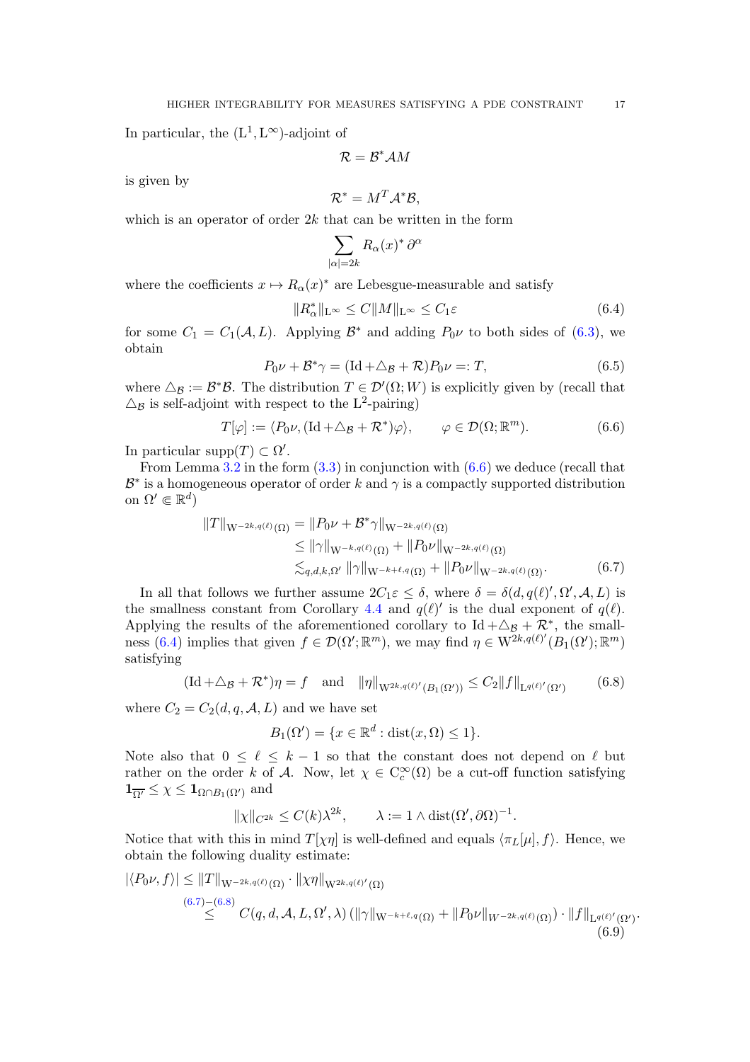In particular, the $(\mathrm{L}^1, \mathrm{L}^\infty)$-adjoint of

$$\mathcal{R} = \mathcal{B}^* \mathcal{A} M$$

is given by

$$\mathcal{R}^* = M^T \mathcal{A}^* \mathcal{B},$$

which is an operator of order $2k$ that can be written in the form

$$\sum_{|\alpha|=2k} R_\alpha(x)^* \, \partial^\alpha$$

where the coefficients $x \mapsto R_\alpha(x)^*$ are Lebesgue-measurable and satisfy

$$\|R_\alpha^*\|_{\mathrm{L}^\infty} \le C\|M\|_{\mathrm{L}^\infty} \le C_1 \varepsilon \tag{6.4}$$

for some $C_1 = C_1(\mathcal{A}, L)$. Applying $\mathcal{B}^*$ and adding $P_0\nu$ to both sides of (6.3), we obtain

$$P_0\nu + \mathcal{B}^*\gamma = (\mathrm{Id} + \triangle_{\mathcal{B}} + \mathcal{R})P_0\nu =: T, \tag{6.5}$$

where $\triangle_{\mathcal{B}} := \mathcal{B}^*\mathcal{B}$. The distribution $T \in \mathcal{D}'(\Omega; W)$ is explicitly given by (recall that $\triangle_{\mathcal{B}}$ is self-adjoint with respect to the $\mathrm{L}^2$-pairing)

$$T[\varphi] := \langle P_0\nu, (\mathrm{Id} + \triangle_{\mathcal{B}} + \mathcal{R}^*)\varphi \rangle, \qquad \varphi \in \mathcal{D}(\Omega; \mathbb{R}^m). \tag{6.6}$$

In particular $\operatorname{supp}(T) \subset \Omega'$.

From Lemma 3.2 in the form (3.3) in conjunction with (6.6) we deduce (recall that $\mathcal{B}^*$ is a homogeneous operator of order $k$ and $\gamma$ is a compactly supported distribution on $\Omega' \Subset \mathbb{R}^d$)

$$\begin{aligned}
\|T\|_{\mathrm{W}^{-2k,q(\ell)}(\Omega)} &= \|P_0\nu + \mathcal{B}^*\gamma\|_{\mathrm{W}^{-2k,q(\ell)}(\Omega)} \\
&\le \|\gamma\|_{\mathrm{W}^{-k,q(\ell)}(\Omega)} + \|P_0\nu\|_{\mathrm{W}^{-2k,q(\ell)}(\Omega)} \\
&\lesssim_{q,d,k,\Omega'} \|\gamma\|_{\mathrm{W}^{-k+\ell,q}(\Omega)} + \|P_0\nu\|_{\mathrm{W}^{-2k,q(\ell)}(\Omega)}.
\end{aligned} \tag{6.7}$$

In all that follows we further assume $2C_1\varepsilon \le \delta$, where $\delta = \delta(d, q(\ell)', \Omega', \mathcal{A}, L)$ is the smallness constant from Corollary 4.4 and $q(\ell)'$ is the dual exponent of $q(\ell)$. Applying the results of the aforementioned corollary to $\mathrm{Id} + \triangle_{\mathcal{B}} + \mathcal{R}^*$, the smallness (6.4) implies that given $f \in \mathcal{D}(\Omega'; \mathbb{R}^m)$, we may find $\eta \in \mathrm{W}^{2k,q(\ell)'}(B_1(\Omega'); \mathbb{R}^m)$ satisfying

$$(\mathrm{Id} + \triangle_{\mathcal{B}} + \mathcal{R}^*)\eta = f \quad \text{and} \quad \|\eta\|_{\mathrm{W}^{2k,q(\ell)'}(B_1(\Omega'))} \le C_2 \|f\|_{\mathrm{L}^{q(\ell)'}(\Omega')} \tag{6.8}$$

where $C_2 = C_2(d, q, \mathcal{A}, L)$ and we have set

$$B_1(\Omega') = \{x \in \mathbb{R}^d : \operatorname{dist}(x, \Omega) \le 1\}.$$

Note also that $0 \le \ell \le k-1$ so that the constant does not depend on $\ell$ but rather on the order $k$ of $\mathcal{A}$. Now, let $\chi \in \mathrm{C}_c^\infty(\Omega)$ be a cut-off function satisfying $\mathbf{1}_{\overline{\Omega'}} \le \chi \le \mathbf{1}_{\Omega \cap B_1(\Omega')}$ and

$$\|\chi\|_{C^{2k}} \le C(k)\lambda^{2k}, \qquad \lambda := 1 \wedge \operatorname{dist}(\Omega', \partial\Omega)^{-1}.$$

Notice that with this in mind $T[\chi\eta]$ is well-defined and equals $\langle \pi_L[\mu], f \rangle$. Hence, we obtain the following duality estimate:

$$\begin{aligned}
|\langle P_0\nu, f \rangle| &\le \|T\|_{\mathrm{W}^{-2k,q(\ell)}(\Omega)} \cdot \|\chi\eta\|_{\mathrm{W}^{2k,q(\ell)'}(\Omega)} \\
&\overset{(6.7)-(6.8)}{\le} C(q, d, \mathcal{A}, L, \Omega', \lambda) \left(\|\gamma\|_{\mathrm{W}^{-k+\ell,q}(\Omega)} + \|P_0\nu\|_{W^{-2k,q(\ell)}(\Omega)}\right) \cdot \|f\|_{\mathrm{L}^{q(\ell)'}(\Omega')}.
\end{aligned} \tag{6.9}$$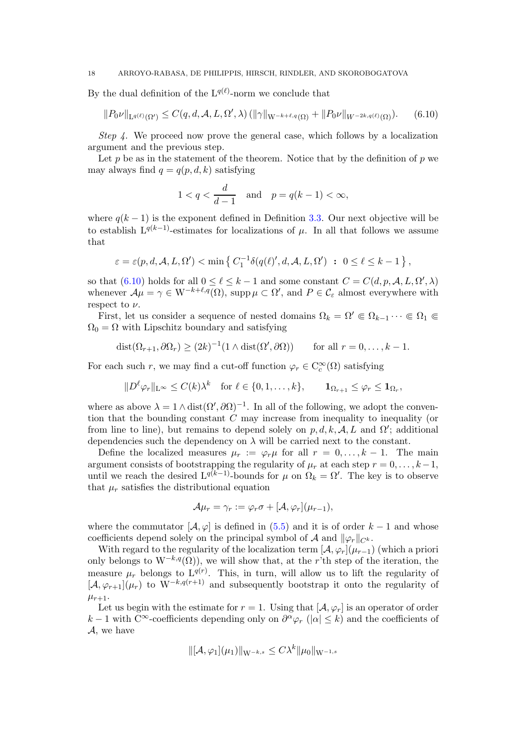By the dual definition of the $\mathrm{L}^{q(\ell)}$-norm we conclude that

$$\|P_0\nu\|_{\mathrm{L}^{q(\ell)}(\Omega')} \leq C(q,d,\mathcal{A},L,\Omega',\lambda)\,(\|\gamma\|_{\mathrm{W}^{-k+\ell,q}(\Omega)} + \|P_0\nu\|_{W^{-2k,q(\ell)}(\Omega)}). \qquad (6.10)$$

*Step 4.* We proceed now prove the general case, which follows by a localization argument and the previous step.

Let $p$ be as in the statement of the theorem. Notice that by the definition of $p$ we may always find $q = q(p,d,k)$ satisfying

$$1 < q < \frac{d}{d-1} \quad \text{and} \quad p = q(k-1) < \infty,$$

where $q(k-1)$ is the exponent defined in Definition 3.3. Our next objective will be to establish $\mathrm{L}^{q(k-1)}$-estimates for localizations of $\mu$. In all that follows we assume that

$$\varepsilon = \varepsilon(p,d,\mathcal{A},L,\Omega') < \min\left\{\, C_1^{-1}\delta(q(\ell)',d,\mathcal{A},L,\Omega') \;:\; 0 \leq \ell \leq k-1 \,\right\},$$

so that (6.10) holds for all $0 \leq \ell \leq k-1$ and some constant $C = C(d,p,\mathcal{A},L,\Omega',\lambda)$ whenever $\mathcal{A}\mu = \gamma \in \mathrm{W}^{-k+\ell,q}(\Omega)$, $\operatorname{supp}\mu \subset \Omega'$, and $P \in \mathcal{C}_\varepsilon$ almost everywhere with respect to $\nu$.

First, let us consider a sequence of nested domains $\Omega_k = \Omega' \Subset \Omega_{k-1} \cdots \Subset \Omega_1 \Subset \Omega_0 = \Omega$ with Lipschitz boundary and satisfying

$$\operatorname{dist}(\Omega_{r+1},\partial\Omega_r) \geq (2k)^{-1}(1 \wedge \operatorname{dist}(\Omega',\partial\Omega)) \qquad \text{for all } r = 0,\dots,k-1.$$

For each such $r$, we may find a cut-off function $\varphi_r \in \mathrm{C}_c^\infty(\Omega)$ satisfying

$$\|D^\ell\varphi_r\|_{\mathrm{L}^\infty} \leq C(k)\lambda^k \quad \text{for } \ell \in \{0,1,\dots,k\}, \qquad \mathbf{1}_{\Omega_{r+1}} \leq \varphi_r \leq \mathbf{1}_{\Omega_r},$$

where as above $\lambda = 1 \wedge \operatorname{dist}(\Omega',\partial\Omega)^{-1}$. In all of the following, we adopt the convention that the bounding constant $C$ may increase from inequality to inequality (or from line to line), but remains to depend solely on $p,d,k,\mathcal{A},L$ and $\Omega'$; additional dependencies such the dependency on $\lambda$ will be carried next to the constant.

Define the localized measures $\mu_r := \varphi_r\mu$ for all $r = 0,\dots,k-1$. The main argument consists of bootstrapping the regularity of $\mu_r$ at each step $r = 0,\dots,k-1$, until we reach the desired $\mathrm{L}^{q(k-1)}$-bounds for $\mu$ on $\Omega_k = \Omega'$. The key is to observe that $\mu_r$ satisfies the distributional equation

$$\mathcal{A}\mu_r = \gamma_r := \varphi_r\sigma + [\mathcal{A},\varphi_r](\mu_{r-1}),$$

where the commutator $[\mathcal{A},\varphi]$ is defined in (5.5) and it is of order $k-1$ and whose coefficients depend solely on the principal symbol of $\mathcal{A}$ and $\|\varphi_r\|_{C^k}$.

With regard to the regularity of the localization term $[\mathcal{A},\varphi_r](\mu_{r-1})$ (which a priori only belongs to $\mathrm{W}^{-k,q}(\Omega)$), we will show that, at the $r$'th step of the iteration, the measure $\mu_r$ belongs to $\mathrm{L}^{q(r)}$. This, in turn, will allow us to lift the regularity of $[\mathcal{A},\varphi_{r+1}](\mu_r)$ to $\mathrm{W}^{-k,q(r+1)}$ and subsequently bootstrap it onto the regularity of $\mu_{r+1}$.

Let us begin with the estimate for $r = 1$. Using that $[\mathcal{A},\varphi_r]$ is an operator of order $k-1$ with $\mathrm{C}^\infty$-coefficients depending only on $\partial^\alpha\varphi_r$ ($|\alpha| \leq k$) and the coefficients of $\mathcal{A}$, we have

$$\|[\mathcal{A},\varphi_1](\mu_1)\|_{\mathrm{W}^{-k,s}} \leq C\lambda^k\|\mu_0\|_{\mathrm{W}^{-1,s}}$$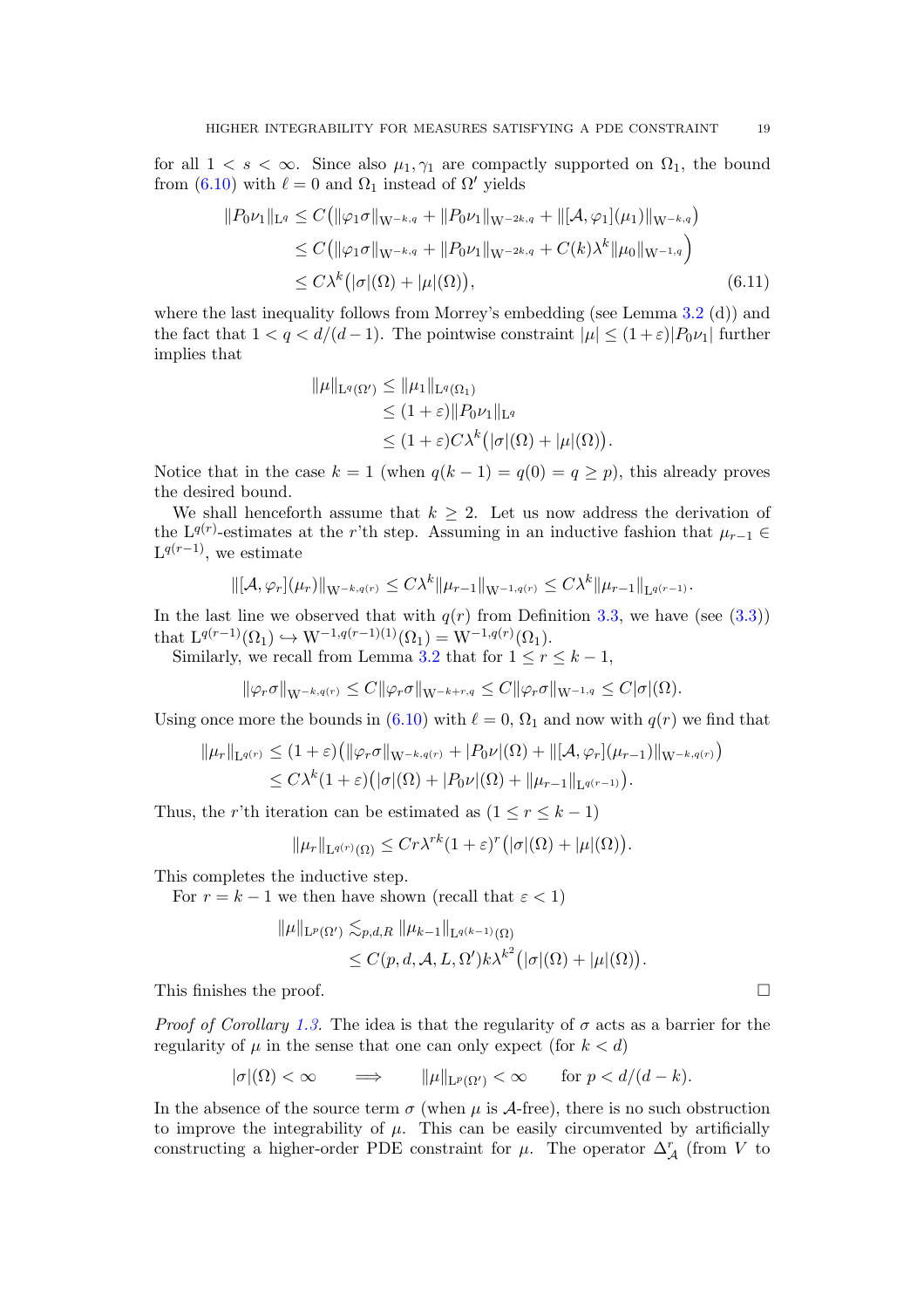for all $1 < s < \infty$. Since also $\mu_1, \gamma_1$ are compactly supported on $\Omega_1$, the bound from (6.10) with $\ell = 0$ and $\Omega_1$ instead of $\Omega'$ yields

$$
\begin{aligned}
\|P_0\nu_1\|_{\mathrm{L}^q} &\le C\big(\|\varphi_1\sigma\|_{\mathrm{W}^{-k,q}} + \|P_0\nu_1\|_{\mathrm{W}^{-2k,q}} + \|[\mathcal{A},\varphi_1](\mu_1)\|_{\mathrm{W}^{-k,q}}\big) \\
&\le C\Big(\|\varphi_1\sigma\|_{\mathrm{W}^{-k,q}} + \|P_0\nu_1\|_{\mathrm{W}^{-2k,q}} + C(k)\lambda^k\|\mu_0\|_{\mathrm{W}^{-1,q}}\Big) \\
&\le C\lambda^k\big(|\sigma|(\Omega) + |\mu|(\Omega)\big),
\end{aligned} \tag{6.11}
$$

where the last inequality follows from Morrey's embedding (see Lemma 3.2 (d)) and the fact that $1 < q < d/(d-1)$. The pointwise constraint $|\mu| \le (1+\varepsilon)|P_0\nu_1|$ further implies that

$$
\begin{aligned}
\|\mu\|_{\mathrm{L}^q(\Omega')} &\le \|\mu_1\|_{\mathrm{L}^q(\Omega_1)} \\
&\le (1+\varepsilon)\|P_0\nu_1\|_{\mathrm{L}^q} \\
&\le (1+\varepsilon)C\lambda^k\big(|\sigma|(\Omega) + |\mu|(\Omega)\big).
\end{aligned}
$$

Notice that in the case $k = 1$ (when $q(k-1) = q(0) = q \ge p$), this already proves the desired bound.

We shall henceforth assume that $k \ge 2$. Let us now address the derivation of the $\mathrm{L}^{q(r)}$-estimates at the $r$'th step. Assuming in an inductive fashion that $\mu_{r-1} \in \mathrm{L}^{q(r-1)}$, we estimate

$$
\|[\mathcal{A},\varphi_r](\mu_r)\|_{\mathrm{W}^{-k,q(r)}} \le C\lambda^k\|\mu_{r-1}\|_{\mathrm{W}^{-1,q(r)}} \le C\lambda^k\|\mu_{r-1}\|_{\mathrm{L}^{q(r-1)}}.
$$

In the last line we observed that with $q(r)$ from Definition 3.3, we have (see (3.3)) that $\mathrm{L}^{q(r-1)}(\Omega_1) \hookrightarrow \mathrm{W}^{-1,q(r-1)(1)}(\Omega_1) = \mathrm{W}^{-1,q(r)}(\Omega_1)$.

Similarly, we recall from Lemma 3.2 that for $1 \le r \le k-1$,

$$
\|\varphi_r\sigma\|_{\mathrm{W}^{-k,q(r)}} \le C\|\varphi_r\sigma\|_{\mathrm{W}^{-k+r,q}} \le C\|\varphi_r\sigma\|_{\mathrm{W}^{-1,q}} \le C|\sigma|(\Omega).
$$

Using once more the bounds in (6.10) with $\ell = 0$, $\Omega_1$ and now with $q(r)$ we find that

$$
\begin{aligned}
\|\mu_r\|_{\mathrm{L}^{q(r)}} &\le (1+\varepsilon)\big(\|\varphi_r\sigma\|_{\mathrm{W}^{-k,q(r)}} + |P_0\nu|(\Omega) + \|[\mathcal{A},\varphi_r](\mu_{r-1})\|_{\mathrm{W}^{-k,q(r)}}\big) \\
&\le C\lambda^k(1+\varepsilon)\big(|\sigma|(\Omega) + |P_0\nu|(\Omega) + \|\mu_{r-1}\|_{\mathrm{L}^{q(r-1)}}\big).
\end{aligned}
$$

Thus, the $r$'th iteration can be estimated as $(1 \le r \le k-1)$

$$
\|\mu_r\|_{\mathrm{L}^{q(r)}(\Omega)} \le Cr\lambda^{rk}(1+\varepsilon)^r\big(|\sigma|(\Omega) + |\mu|(\Omega)\big).
$$

This completes the inductive step.

For $r = k-1$ we then have shown (recall that $\varepsilon < 1$)

$$
\begin{aligned}
\|\mu\|_{\mathrm{L}^p(\Omega')} &\lesssim_{p,d,R} \|\mu_{k-1}\|_{\mathrm{L}^{q(k-1)}(\Omega)} \\
&\le C(p,d,\mathcal{A},L,\Omega')k\lambda^{k^2}\big(|\sigma|(\Omega) + |\mu|(\Omega)\big).
\end{aligned}
$$

This finishes the proof. □

*Proof of Corollary 1.3.* The idea is that the regularity of $\sigma$ acts as a barrier for the regularity of $\mu$ in the sense that one can only expect (for $k < d$)

$$
|\sigma|(\Omega) < \infty \qquad \Longrightarrow \qquad \|\mu\|_{\mathrm{L}^p(\Omega')} < \infty \qquad \text{for } p < d/(d-k).
$$

In the absence of the source term $\sigma$ (when $\mu$ is $\mathcal{A}$-free), there is no such obstruction to improve the integrability of $\mu$. This can be easily circumvented by artificially constructing a higher-order PDE constraint for $\mu$. The operator $\Delta^r_{\mathcal{A}}$ (from $V$ to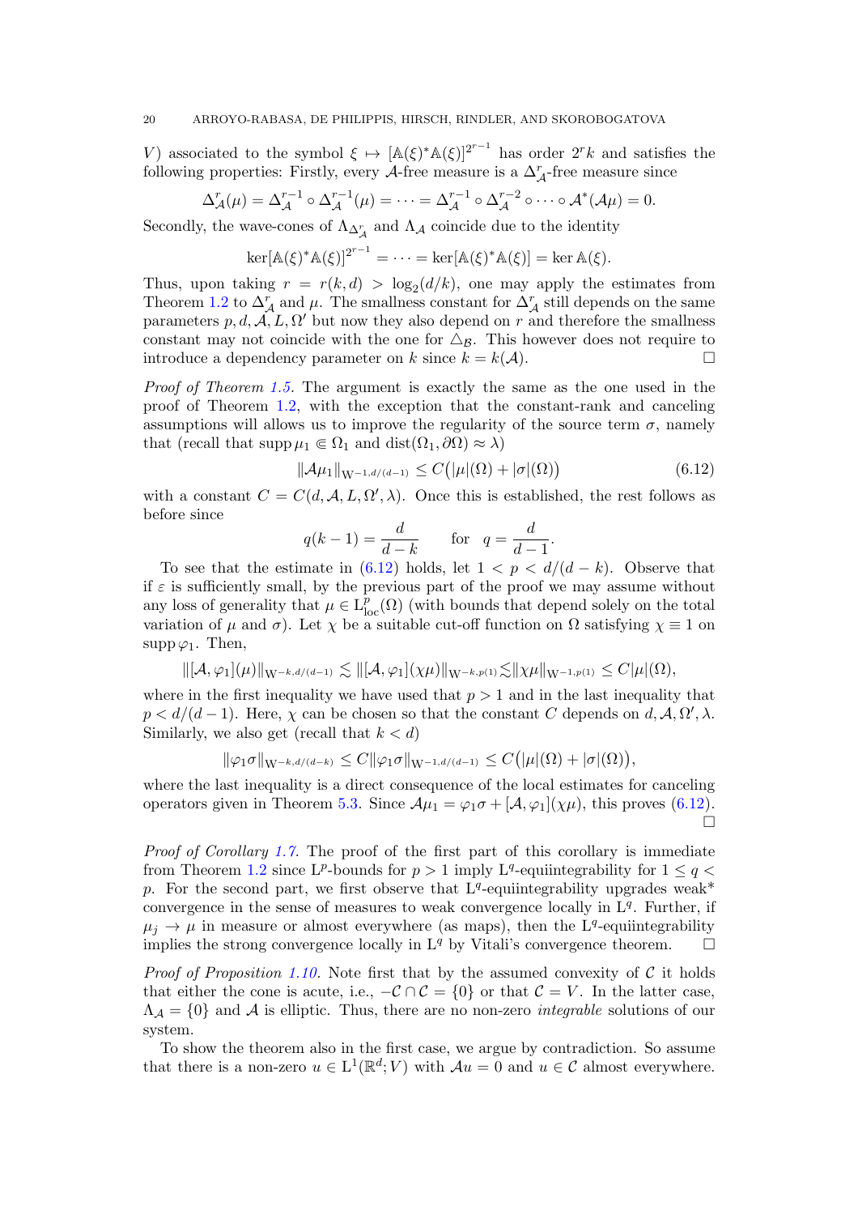$V$) associated to the symbol $\xi \mapsto [\mathbb{A}(\xi)^*\mathbb{A}(\xi)]^{2^{r-1}}$ has order $2^r k$ and satisfies the following properties: Firstly, every $\mathcal{A}$-free measure is a $\Delta^r_{\mathcal{A}}$-free measure since

$$\Delta^r_{\mathcal{A}}(\mu) = \Delta^{r-1}_{\mathcal{A}} \circ \Delta^{r-1}_{\mathcal{A}}(\mu) = \cdots = \Delta^{r-1}_{\mathcal{A}} \circ \Delta^{r-2}_{\mathcal{A}} \circ \cdots \circ \mathcal{A}^*(\mathcal{A}\mu) = 0.$$

Secondly, the wave-cones of $\Lambda_{\Delta^r_{\mathcal{A}}}$ and $\Lambda_{\mathcal{A}}$ coincide due to the identity

$$\ker[\mathbb{A}(\xi)^*\mathbb{A}(\xi)]^{2^{r-1}} = \cdots = \ker[\mathbb{A}(\xi)^*\mathbb{A}(\xi)] = \ker \mathbb{A}(\xi).$$

Thus, upon taking $r = r(k,d) > \log_2(d/k)$, one may apply the estimates from Theorem 1.2 to $\Delta^r_{\mathcal{A}}$ and $\mu$. The smallness constant for $\Delta^r_{\mathcal{A}}$ still depends on the same parameters $p, d, \mathcal{A}, L, \Omega'$ but now they also depend on $r$ and therefore the smallness constant may not coincide with the one for $\triangle_{\mathcal{B}}$. This however does not require to introduce a dependency parameter on $k$ since $k = k(\mathcal{A})$. □

*Proof of Theorem 1.5.* The argument is exactly the same as the one used in the proof of Theorem 1.2, with the exception that the constant-rank and canceling assumptions will allows us to improve the regularity of the source term $\sigma$, namely that (recall that $\operatorname{supp}\mu_1 \Subset \Omega_1$ and $\operatorname{dist}(\Omega_1, \partial\Omega) \approx \lambda$)

$$\|\mathcal{A}\mu_1\|_{\mathrm{W}^{-1,d/(d-1)}} \le C\big(|\mu|(\Omega) + |\sigma|(\Omega)\big) \tag{6.12}$$

with a constant $C = C(d, \mathcal{A}, L, \Omega', \lambda)$. Once this is established, the rest follows as before since

$$q(k-1) = \frac{d}{d-k} \qquad \text{for} \quad q = \frac{d}{d-1}.$$

To see that the estimate in (6.12) holds, let $1 < p < d/(d-k)$. Observe that if $\varepsilon$ is sufficiently small, by the previous part of the proof we may assume without any loss of generality that $\mu \in \mathrm{L}^p_{\mathrm{loc}}(\Omega)$ (with bounds that depend solely on the total variation of $\mu$ and $\sigma$). Let $\chi$ be a suitable cut-off function on $\Omega$ satisfying $\chi \equiv 1$ on $\operatorname{supp}\varphi_1$. Then,

$$\|[\mathcal{A},\varphi_1](\mu)\|_{\mathrm{W}^{-k,d/(d-1)}} \lesssim \|[\mathcal{A},\varphi_1](\chi\mu)\|_{\mathrm{W}^{-k,p(1)}} \lesssim \|\chi\mu\|_{\mathrm{W}^{-1,p(1)}} \le C|\mu|(\Omega),$$

where in the first inequality we have used that $p > 1$ and in the last inequality that $p < d/(d-1)$. Here, $\chi$ can be chosen so that the constant $C$ depends on $d, \mathcal{A}, \Omega', \lambda$. Similarly, we also get (recall that $k < d$)

$$\|\varphi_1\sigma\|_{\mathrm{W}^{-k,d/(d-k)}} \le C\|\varphi_1\sigma\|_{\mathrm{W}^{-1,d/(d-1)}} \le C\big(|\mu|(\Omega) + |\sigma|(\Omega)\big),$$

where the last inequality is a direct consequence of the local estimates for canceling operators given in Theorem 5.3. Since $\mathcal{A}\mu_1 = \varphi_1\sigma + [\mathcal{A},\varphi_1](\chi\mu)$, this proves (6.12). □

*Proof of Corollary 1.7.* The proof of the first part of this corollary is immediate from Theorem 1.2 since $\mathrm{L}^p$-bounds for $p > 1$ imply $\mathrm{L}^q$-equiintegrability for $1 \le q < p$. For the second part, we first observe that $\mathrm{L}^q$-equiintegrability upgrades weak\* convergence in the sense of measures to weak convergence locally in $\mathrm{L}^q$. Further, if $\mu_j \to \mu$ in measure or almost everywhere (as maps), then the $\mathrm{L}^q$-equiintegrability implies the strong convergence locally in $\mathrm{L}^q$ by Vitali's convergence theorem. □

*Proof of Proposition 1.10.* Note first that by the assumed convexity of $\mathcal{C}$ it holds that either the cone is acute, i.e., $-\mathcal{C} \cap \mathcal{C} = \{0\}$ or that $\mathcal{C} = V$. In the latter case, $\Lambda_{\mathcal{A}} = \{0\}$ and $\mathcal{A}$ is elliptic. Thus, there are no non-zero *integrable* solutions of our system.

To show the theorem also in the first case, we argue by contradiction. So assume that there is a non-zero $u \in \mathrm{L}^1(\mathbb{R}^d; V)$ with $\mathcal{A}u = 0$ and $u \in \mathcal{C}$ almost everywhere.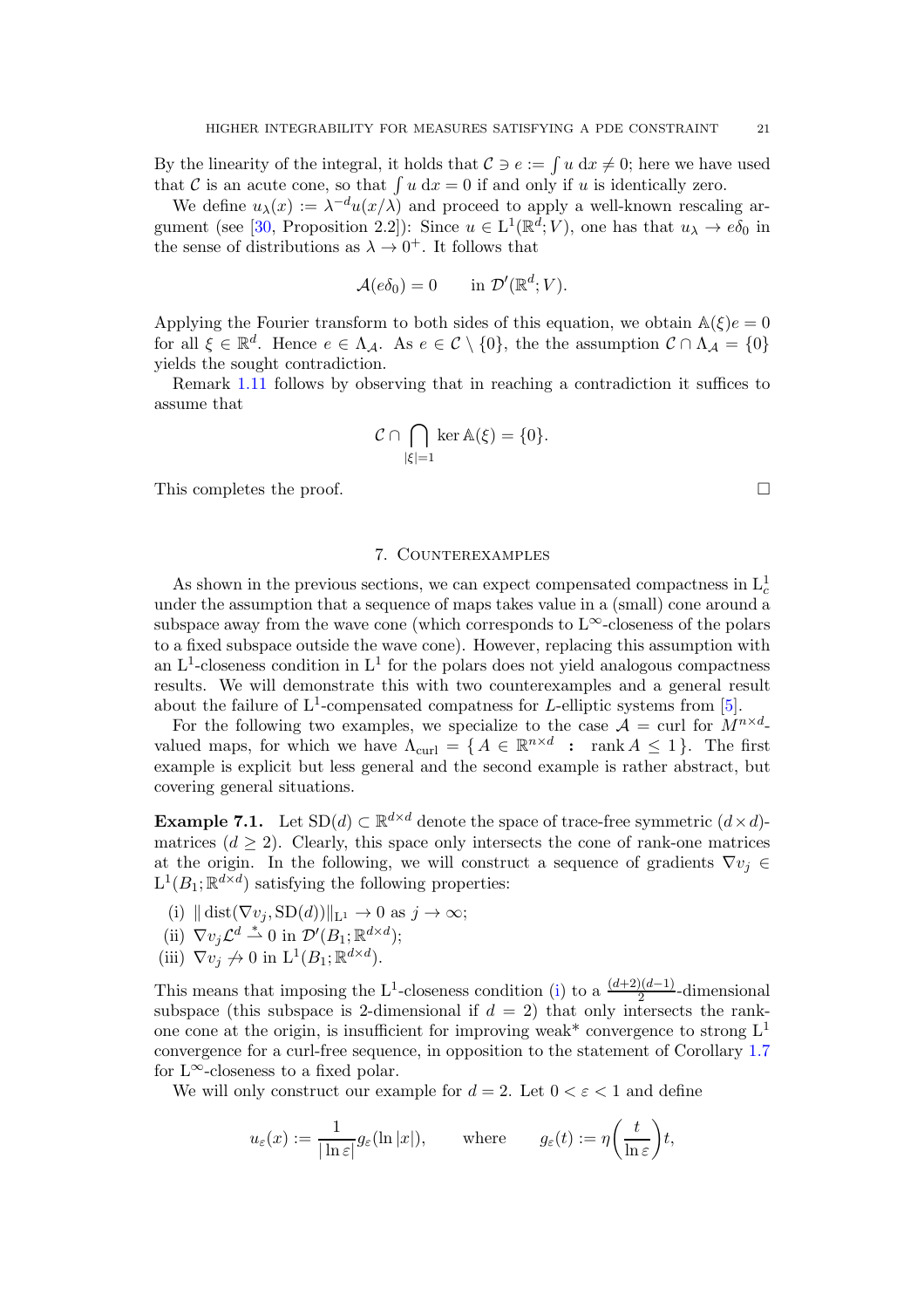By the linearity of the integral, it holds that $\mathcal{C} \ni e := \int u \, dx \neq 0$; here we have used that $\mathcal{C}$ is an acute cone, so that $\int u \, dx = 0$ if and only if $u$ is identically zero.

We define $u_\lambda(x) := \lambda^{-d} u(x/\lambda)$ and proceed to apply a well-known rescaling argument (see [30, Proposition 2.2]): Since $u \in L^1(\mathbb{R}^d; V)$, one has that $u_\lambda \to e\delta_0$ in the sense of distributions as $\lambda \to 0^+$. It follows that

$$\mathcal{A}(e\delta_0) = 0 \qquad \text{in } \mathcal{D}'(\mathbb{R}^d; V).$$

Applying the Fourier transform to both sides of this equation, we obtain $\mathbb{A}(\xi)e = 0$ for all $\xi \in \mathbb{R}^d$. Hence $e \in \Lambda_{\mathcal{A}}$. As $e \in \mathcal{C} \setminus \{0\}$, the the assumption $\mathcal{C} \cap \Lambda_{\mathcal{A}} = \{0\}$ yields the sought contradiction.

Remark 1.11 follows by observing that in reaching a contradiction it suffices to assume that

$$\mathcal{C} \cap \bigcap_{|\xi|=1} \ker \mathbb{A}(\xi) = \{0\}.$$

This completes the proof. $\square$

## 7. Counterexamples

As shown in the previous sections, we can expect compensated compactness in $L^1_c$ under the assumption that a sequence of maps takes value in a (small) cone around a subspace away from the wave cone (which corresponds to $L^\infty$-closeness of the polars to a fixed subspace outside the wave cone). However, replacing this assumption with an $L^1$-closeness condition in $L^1$ for the polars does not yield analogous compactness results. We will demonstrate this with two counterexamples and a general result about the failure of $L^1$-compensated compatness for $L$-elliptic systems from [5].

For the following two examples, we specialize to the case $\mathcal{A} = \operatorname{curl}$ for $M^{n\times d}$-valued maps, for which we have $\Lambda_{\operatorname{curl}} = \{ A \in \mathbb{R}^{n\times d} \;\textbf{:}\; \operatorname{rank} A \leq 1 \}$. The first example is explicit but less general and the second example is rather abstract, but covering general situations.

**Example 7.1.** Let $\operatorname{SD}(d) \subset \mathbb{R}^{d\times d}$ denote the space of trace-free symmetric $(d\times d)$-matrices $(d \geq 2)$. Clearly, this space only intersects the cone of rank-one matrices at the origin. In the following, we will construct a sequence of gradients $\nabla v_j \in L^1(B_1; \mathbb{R}^{d\times d})$ satisfying the following properties:

(i) $\| \operatorname{dist}(\nabla v_j, \operatorname{SD}(d))\|_{L^1} \to 0$ as $j \to \infty$;
(ii) $\nabla v_j \mathcal{L}^d \overset{*}{\rightharpoonup} 0$ in $\mathcal{D}'(B_1; \mathbb{R}^{d\times d})$;
(iii) $\nabla v_j \not\to 0$ in $L^1(B_1; \mathbb{R}^{d\times d})$.

This means that imposing the $L^1$-closeness condition (i) to a $\frac{(d+2)(d-1)}{2}$-dimensional subspace (this subspace is 2-dimensional if $d = 2$) that only intersects the rank-one cone at the origin, is insufficient for improving weak* convergence to strong $L^1$ convergence for a curl-free sequence, in opposition to the statement of Corollary 1.7 for $L^\infty$-closeness to a fixed polar.

We will only construct our example for $d = 2$. Let $0 < \varepsilon < 1$ and define

$$u_\varepsilon(x) := \frac{1}{|\ln \varepsilon|} g_\varepsilon(\ln |x|), \qquad \text{where} \qquad g_\varepsilon(t) := \eta\left(\frac{t}{\ln \varepsilon}\right) t,$$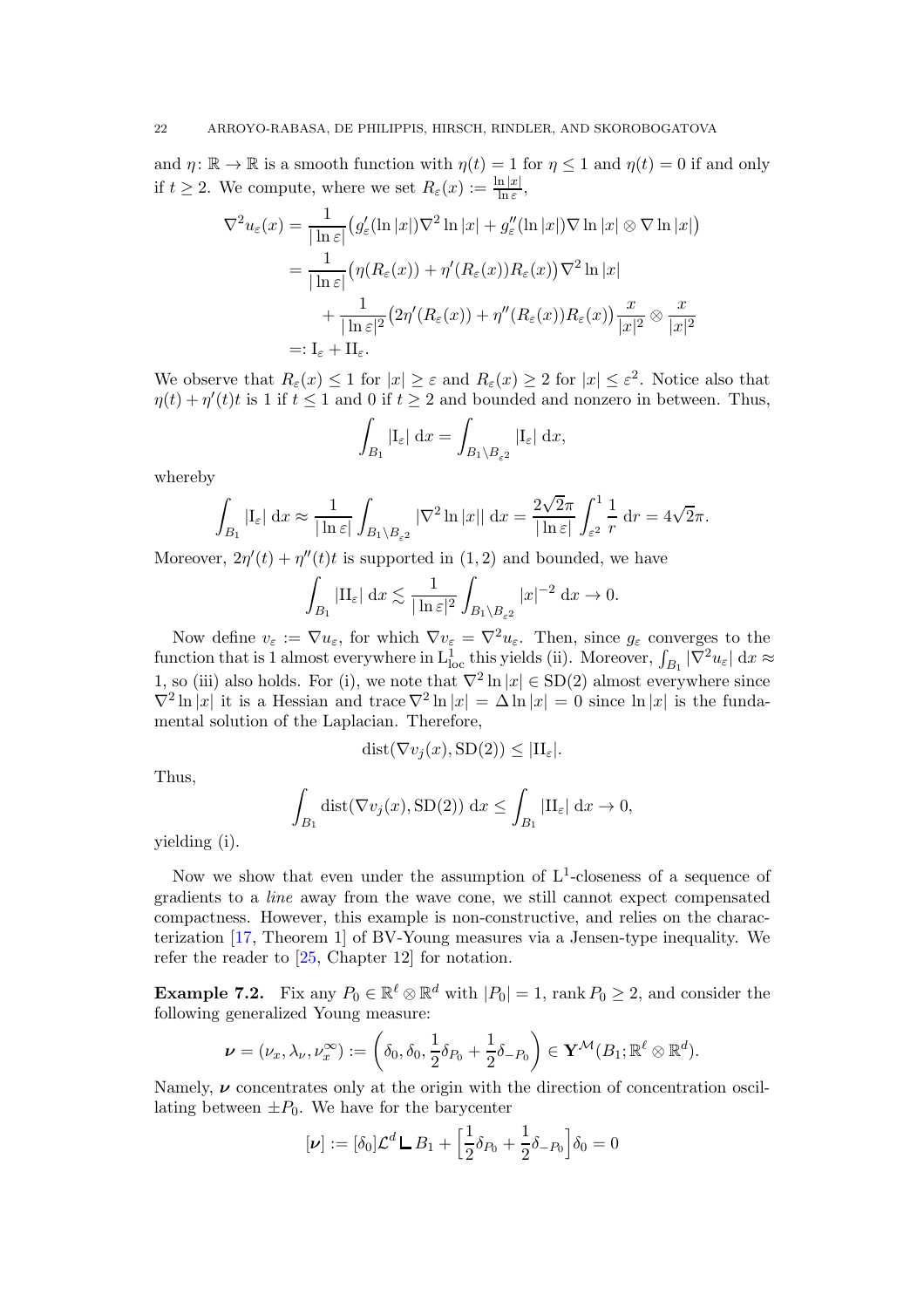and $\eta \colon \mathbb{R} \to \mathbb{R}$ is a smooth function with $\eta(t) = 1$ for $\eta \le 1$ and $\eta(t) = 0$ if and only if $t \ge 2$. We compute, where we set $R_\varepsilon(x) := \frac{\ln|x|}{\ln \varepsilon}$,

$$
\begin{aligned}
\nabla^2 u_\varepsilon(x) &= \frac{1}{|\ln \varepsilon|}\big(g_\varepsilon'(\ln|x|)\nabla^2 \ln|x| + g_\varepsilon''(\ln|x|)\nabla \ln|x| \otimes \nabla \ln|x|\big) \\
&= \frac{1}{|\ln \varepsilon|}\big(\eta(R_\varepsilon(x)) + \eta'(R_\varepsilon(x))R_\varepsilon(x)\big)\nabla^2 \ln|x| \\
&\quad + \frac{1}{|\ln \varepsilon|^2}\big(2\eta'(R_\varepsilon(x)) + \eta''(R_\varepsilon(x))R_\varepsilon(x)\big)\frac{x}{|x|^2} \otimes \frac{x}{|x|^2} \\
&=: \mathrm{I}_\varepsilon + \mathrm{II}_\varepsilon.
\end{aligned}
$$

We observe that $R_\varepsilon(x) \le 1$ for $|x| \ge \varepsilon$ and $R_\varepsilon(x) \ge 2$ for $|x| \le \varepsilon^2$. Notice also that $\eta(t) + \eta'(t)t$ is 1 if $t \le 1$ and 0 if $t \ge 2$ and bounded and nonzero in between. Thus,

$$
\int_{B_1} |\mathrm{I}_\varepsilon| \, \mathrm{d}x = \int_{B_1 \setminus B_{\varepsilon^2}} |\mathrm{I}_\varepsilon| \, \mathrm{d}x,
$$

whereby

$$
\int_{B_1} |\mathrm{I}_\varepsilon| \, \mathrm{d}x \approx \frac{1}{|\ln \varepsilon|} \int_{B_1 \setminus B_{\varepsilon^2}} |\nabla^2 \ln|x|| \, \mathrm{d}x = \frac{2\sqrt{2}\pi}{|\ln \varepsilon|} \int_{\varepsilon^2}^1 \frac{1}{r} \, \mathrm{d}r = 4\sqrt{2}\pi.
$$

Moreover, $2\eta'(t) + \eta''(t)t$ is supported in $(1, 2)$ and bounded, we have

$$
\int_{B_1} |\mathrm{II}_\varepsilon| \, \mathrm{d}x \lesssim \frac{1}{|\ln \varepsilon|^2} \int_{B_1 \setminus B_{\varepsilon^2}} |x|^{-2} \, \mathrm{d}x \to 0.
$$

Now define $v_\varepsilon := \nabla u_\varepsilon$, for which $\nabla v_\varepsilon = \nabla^2 u_\varepsilon$. Then, since $g_\varepsilon$ converges to the function that is 1 almost everywhere in $\mathrm{L}^1_{\mathrm{loc}}$ this yields (ii). Moreover, $\int_{B_1} |\nabla^2 u_\varepsilon| \, \mathrm{d}x \approx 1$, so (iii) also holds. For (i), we note that $\nabla^2 \ln|x| \in \mathrm{SD}(2)$ almost everywhere since $\nabla^2 \ln|x|$ it is a Hessian and trace $\nabla^2 \ln|x| = \Delta \ln|x| = 0$ since $\ln|x|$ is the fundamental solution of the Laplacian. Therefore,

$$
\operatorname{dist}(\nabla v_j(x), \mathrm{SD}(2)) \le |\mathrm{II}_\varepsilon|.
$$

Thus,

$$
\int_{B_1} \operatorname{dist}(\nabla v_j(x), \mathrm{SD}(2)) \, \mathrm{d}x \le \int_{B_1} |\mathrm{II}_\varepsilon| \, \mathrm{d}x \to 0,
$$

yielding (i).

Now we show that even under the assumption of $\mathrm{L}^1$-closeness of a sequence of gradients to a *line* away from the wave cone, we still cannot expect compensated compactness. However, this example is non-constructive, and relies on the characterization [17, Theorem 1] of BV-Young measures via a Jensen-type inequality. We refer the reader to [25, Chapter 12] for notation.

**Example 7.2.** Fix any $P_0 \in \mathbb{R}^\ell \otimes \mathbb{R}^d$ with $|P_0| = 1$, $\operatorname{rank} P_0 \ge 2$, and consider the following generalized Young measure:

$$
\boldsymbol{\nu} = (\nu_x, \lambda_\nu, \nu_x^\infty) := \left(\delta_0, \delta_0, \frac{1}{2}\delta_{P_0} + \frac{1}{2}\delta_{-P_0}\right) \in \mathbf{Y}^{\mathcal{M}}(B_1; \mathbb{R}^\ell \otimes \mathbb{R}^d).
$$

Namely, $\boldsymbol{\nu}$ concentrates only at the origin with the direction of concentration oscillating between $\pm P_0$. We have for the barycenter

$$
[\boldsymbol{\nu}] := [\delta_0]\mathcal{L}^d \llcorner B_1 + \Big[\frac{1}{2}\delta_{P_0} + \frac{1}{2}\delta_{-P_0}\Big]\delta_0 = 0
$$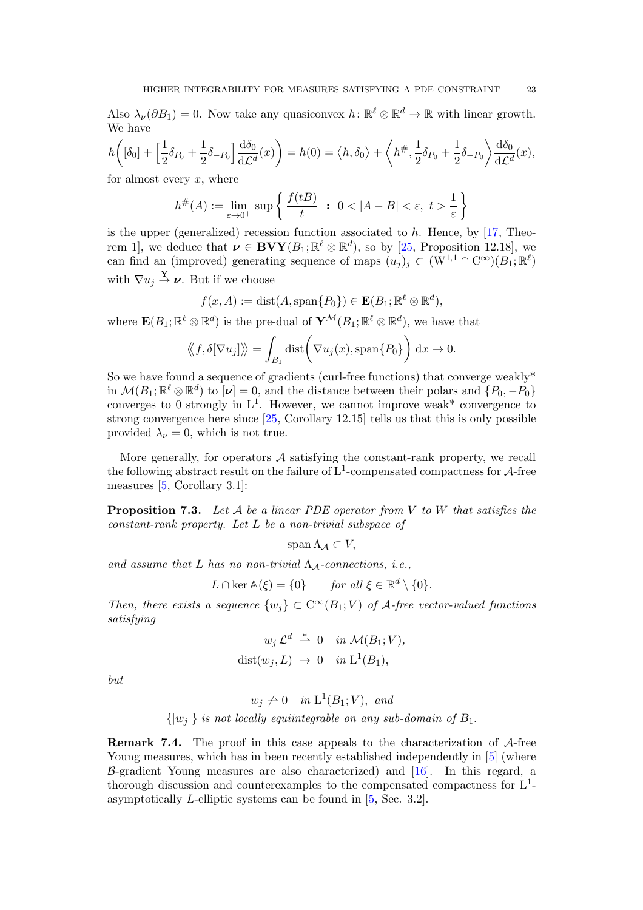Also $\lambda_\nu(\partial B_1) = 0$. Now take any quasiconvex $h\colon \mathbb{R}^\ell \otimes \mathbb{R}^d \to \mathbb{R}$ with linear growth. We have

$$h\bigg([\delta_0] + \Big[\frac{1}{2}\delta_{P_0} + \frac{1}{2}\delta_{-P_0}\Big]\frac{\mathrm{d}\delta_0}{\mathrm{d}\mathcal{L}^d}(x)\bigg) = h(0) = \langle h, \delta_0\rangle + \Big\langle h^\#, \frac{1}{2}\delta_{P_0} + \frac{1}{2}\delta_{-P_0}\Big\rangle \frac{\mathrm{d}\delta_0}{\mathrm{d}\mathcal{L}^d}(x),$$

for almost every $x$, where

$$h^\#(A) := \lim_{\varepsilon \to 0^+} \sup\left\{ \frac{f(tB)}{t} \;:\; 0 < |A - B| < \varepsilon,\ t > \frac{1}{\varepsilon} \right\}$$

is the upper (generalized) recession function associated to $h$. Hence, by [17, Theorem 1], we deduce that $\boldsymbol{\nu} \in \mathbf{BVY}(B_1; \mathbb{R}^\ell \otimes \mathbb{R}^d)$, so by [25, Proposition 12.18], we can find an (improved) generating sequence of maps $(u_j)_j \subset (\mathrm{W}^{1,1} \cap \mathrm{C}^\infty)(B_1; \mathbb{R}^\ell)$ with $\nabla u_j \overset{\mathbf{Y}}{\to} \boldsymbol{\nu}$. But if we choose

$$f(x, A) := \operatorname{dist}(A, \operatorname{span}\{P_0\}) \in \mathbf{E}(B_1; \mathbb{R}^\ell \otimes \mathbb{R}^d),$$

where $\mathbf{E}(B_1; \mathbb{R}^\ell \otimes \mathbb{R}^d)$ is the pre-dual of $\mathbf{Y}^{\mathcal{M}}(B_1; \mathbb{R}^\ell \otimes \mathbb{R}^d)$, we have that

$$\big\langle\!\big\langle f, \delta[\nabla u_j] \big\rangle\!\big\rangle = \int_{B_1} \operatorname{dist}\Big(\nabla u_j(x), \operatorname{span}\{P_0\}\Big)\,\mathrm{d}x \to 0.$$

So we have found a sequence of gradients (curl-free functions) that converge weakly* in $\mathcal{M}(B_1; \mathbb{R}^\ell \otimes \mathbb{R}^d)$ to $[\boldsymbol{\nu}] = 0$, and the distance between their polars and $\{P_0, -P_0\}$ converges to 0 strongly in $\mathrm{L}^1$. However, we cannot improve weak* convergence to strong convergence here since [25, Corollary 12.15] tells us that this is only possible provided $\lambda_\nu = 0$, which is not true.

More generally, for operators $\mathcal{A}$ satisfying the constant-rank property, we recall the following abstract result on the failure of $\mathrm{L}^1$-compensated compactness for $\mathcal{A}$-free measures [5, Corollary 3.1]:

**Proposition 7.3.** *Let $\mathcal{A}$ be a linear PDE operator from $V$ to $W$ that satisfies the constant-rank property. Let $L$ be a non-trivial subspace of*

$$\operatorname{span}\Lambda_{\mathcal{A}} \subset V,$$

*and assume that $L$ has no non-trivial $\Lambda_{\mathcal{A}}$-connections, i.e.,*

$$L \cap \ker \mathbb{A}(\xi) = \{0\} \qquad \text{for all } \xi \in \mathbb{R}^d \setminus \{0\}.$$

*Then, there exists a sequence $\{w_j\} \subset \mathrm{C}^\infty(B_1; V)$ of $\mathcal{A}$-free vector-valued functions satisfying*

$$\begin{aligned} w_j\,\mathcal{L}^d &\overset{*}{\rightharpoonup} 0 \quad \text{in } \mathcal{M}(B_1; V), \\ \operatorname{dist}(w_j, L) &\to 0 \quad \text{in } \mathrm{L}^1(B_1), \end{aligned}$$

*but*

$$w_j \not\rightharpoonup 0 \quad \text{in } \mathrm{L}^1(B_1; V), \text{ and}$$

*$\{|w_j|\}$ is not locally equiintegrable on any sub-domain of $B_1$.*

**Remark 7.4.** The proof in this case appeals to the characterization of $\mathcal{A}$-free Young measures, which has in been recently established independently in [5] (where $\mathcal{B}$-gradient Young measures are also characterized) and [16]. In this regard, a thorough discussion and counterexamples to the compensated compactness for $\mathrm{L}^1$-asymptotically $L$-elliptic systems can be found in [5, Sec. 3.2].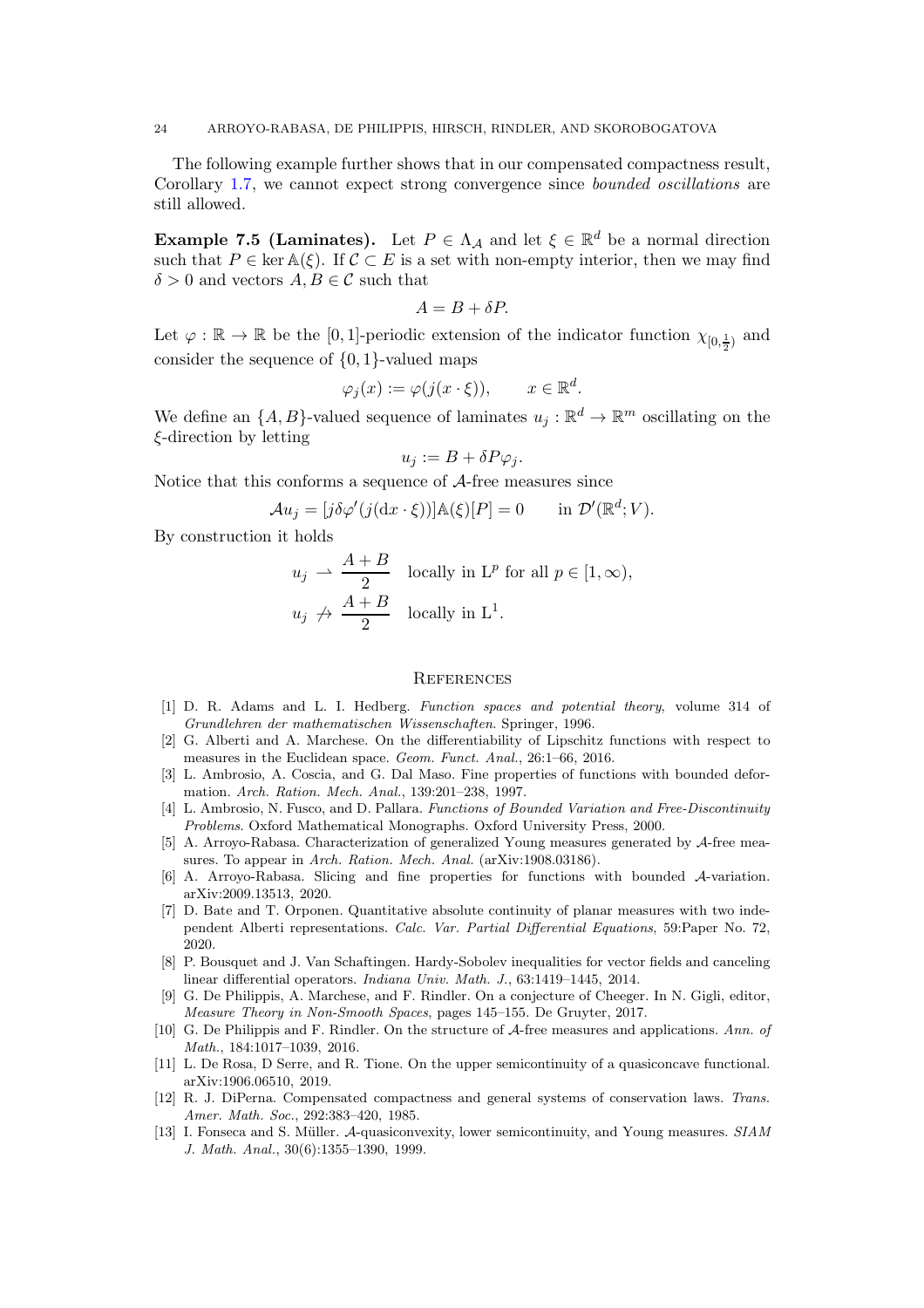The following example further shows that in our compensated compactness result, Corollary 1.7, we cannot expect strong convergence since *bounded oscillations* are still allowed.

**Example 7.5 (Laminates).** Let $P \in \Lambda_{\mathcal{A}}$ and let $\xi \in \mathbb{R}^d$ be a normal direction such that $P \in \ker \mathbb{A}(\xi)$. If $\mathcal{C} \subset E$ is a set with non-empty interior, then we may find $\delta > 0$ and vectors $A, B \in \mathcal{C}$ such that

$$A = B + \delta P.$$

Let $\varphi : \mathbb{R} \to \mathbb{R}$ be the $[0,1]$-periodic extension of the indicator function $\chi_{[0,\frac{1}{2})}$ and consider the sequence of $\{0,1\}$-valued maps

$$\varphi_j(x) := \varphi(j(x \cdot \xi)), \qquad x \in \mathbb{R}^d.$$

We define an $\{A, B\}$-valued sequence of laminates $u_j : \mathbb{R}^d \to \mathbb{R}^m$ oscillating on the $\xi$-direction by letting

$$u_j := B + \delta P \varphi_j.$$

Notice that this conforms a sequence of $\mathcal{A}$-free measures since

$$\mathcal{A}u_j = [j\delta\varphi'(j(\mathrm{d}x \cdot \xi))]\mathbb{A}(\xi)[P] = 0 \qquad \text{in } \mathcal{D}'(\mathbb{R}^d; V).$$

By construction it holds

$$u_j \rightharpoonup \frac{A+B}{2} \quad \text{locally in } \mathrm{L}^p \text{ for all } p \in [1, \infty),$$
$$u_j \not\to \frac{A+B}{2} \quad \text{locally in } \mathrm{L}^1.$$

## References

[1] D. R. Adams and L. I. Hedberg. *Function spaces and potential theory*, volume 314 of *Grundlehren der mathematischen Wissenschaften*. Springer, 1996.

[2] G. Alberti and A. Marchese. On the differentiability of Lipschitz functions with respect to measures in the Euclidean space. *Geom. Funct. Anal.*, 26:1–66, 2016.

[3] L. Ambrosio, A. Coscia, and G. Dal Maso. Fine properties of functions with bounded deformation. *Arch. Ration. Mech. Anal.*, 139:201–238, 1997.

[4] L. Ambrosio, N. Fusco, and D. Pallara. *Functions of Bounded Variation and Free-Discontinuity Problems*. Oxford Mathematical Monographs. Oxford University Press, 2000.

[5] A. Arroyo-Rabasa. Characterization of generalized Young measures generated by $\mathcal{A}$-free measures. To appear in *Arch. Ration. Mech. Anal.* (arXiv:1908.03186).

[6] A. Arroyo-Rabasa. Slicing and fine properties for functions with bounded $\mathcal{A}$-variation. arXiv:2009.13513, 2020.

[7] D. Bate and T. Orponen. Quantitative absolute continuity of planar measures with two independent Alberti representations. *Calc. Var. Partial Differential Equations*, 59:Paper No. 72, 2020.

[8] P. Bousquet and J. Van Schaftingen. Hardy-Sobolev inequalities for vector fields and canceling linear differential operators. *Indiana Univ. Math. J.*, 63:1419–1445, 2014.

[9] G. De Philippis, A. Marchese, and F. Rindler. On a conjecture of Cheeger. In N. Gigli, editor, *Measure Theory in Non-Smooth Spaces*, pages 145–155. De Gruyter, 2017.

[10] G. De Philippis and F. Rindler. On the structure of $\mathcal{A}$-free measures and applications. *Ann. of Math.*, 184:1017–1039, 2016.

[11] L. De Rosa, D Serre, and R. Tione. On the upper semicontinuity of a quasiconcave functional. arXiv:1906.06510, 2019.

[12] R. J. DiPerna. Compensated compactness and general systems of conservation laws. *Trans. Amer. Math. Soc.*, 292:383–420, 1985.

[13] I. Fonseca and S. Müller. $\mathcal{A}$-quasiconvexity, lower semicontinuity, and Young measures. *SIAM J. Math. Anal.*, 30(6):1355–1390, 1999.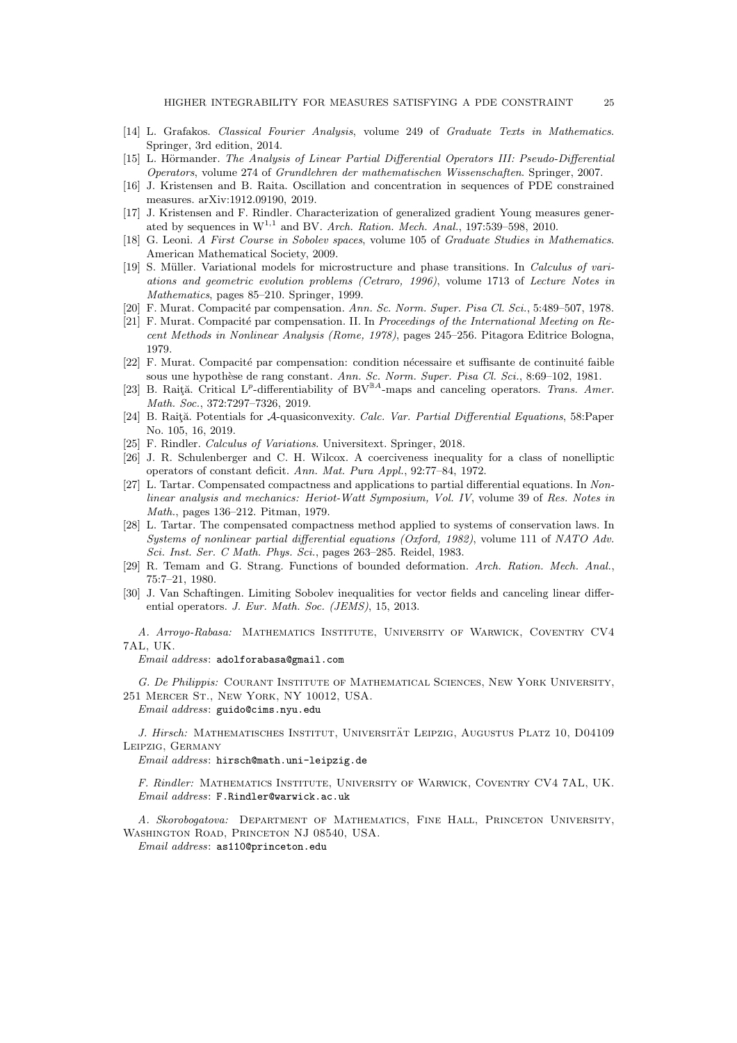[14] L. Grafakos. *Classical Fourier Analysis*, volume 249 of *Graduate Texts in Mathematics*. Springer, 3rd edition, 2014.

[15] L. Hörmander. *The Analysis of Linear Partial Differential Operators III: Pseudo-Differential Operators*, volume 274 of *Grundlehren der mathematischen Wissenschaften*. Springer, 2007.

[16] J. Kristensen and B. Raita. Oscillation and concentration in sequences of PDE constrained measures. arXiv:1912.09190, 2019.

[17] J. Kristensen and F. Rindler. Characterization of generalized gradient Young measures generated by sequences in $W^{1,1}$ and BV. *Arch. Ration. Mech. Anal.*, 197:539–598, 2010.

[18] G. Leoni. *A First Course in Sobolev spaces*, volume 105 of *Graduate Studies in Mathematics*. American Mathematical Society, 2009.

[19] S. Müller. Variational models for microstructure and phase transitions. In *Calculus of variations and geometric evolution problems (Cetraro, 1996)*, volume 1713 of *Lecture Notes in Mathematics*, pages 85–210. Springer, 1999.

[20] F. Murat. Compacité par compensation. *Ann. Sc. Norm. Super. Pisa Cl. Sci.*, 5:489–507, 1978.

[21] F. Murat. Compacité par compensation. II. In *Proceedings of the International Meeting on Recent Methods in Nonlinear Analysis (Rome, 1978)*, pages 245–256. Pitagora Editrice Bologna, 1979.

[22] F. Murat. Compacité par compensation: condition nécessaire et suffisante de continuité faible sous une hypothèse de rang constant. *Ann. Sc. Norm. Super. Pisa Cl. Sci.*, 8:69–102, 1981.

[23] B. Raiţă. Critical $L^p$-differentiability of $BV^{\mathbb{A}}$-maps and canceling operators. *Trans. Amer. Math. Soc.*, 372:7297–7326, 2019.

[24] B. Raiţă. Potentials for $\mathcal{A}$-quasiconvexity. *Calc. Var. Partial Differential Equations*, 58:Paper No. 105, 16, 2019.

[25] F. Rindler. *Calculus of Variations*. Universitext. Springer, 2018.

[26] J. R. Schulenberger and C. H. Wilcox. A coerciveness inequality for a class of nonelliptic operators of constant deficit. *Ann. Mat. Pura Appl.*, 92:77–84, 1972.

[27] L. Tartar. Compensated compactness and applications to partial differential equations. In *Nonlinear analysis and mechanics: Heriot-Watt Symposium, Vol. IV*, volume 39 of *Res. Notes in Math.*, pages 136–212. Pitman, 1979.

[28] L. Tartar. The compensated compactness method applied to systems of conservation laws. In *Systems of nonlinear partial differential equations (Oxford, 1982)*, volume 111 of *NATO Adv. Sci. Inst. Ser. C Math. Phys. Sci.*, pages 263–285. Reidel, 1983.

[29] R. Temam and G. Strang. Functions of bounded deformation. *Arch. Ration. Mech. Anal.*, 75:7–21, 1980.

[30] J. Van Schaftingen. Limiting Sobolev inequalities for vector fields and canceling linear differential operators. *J. Eur. Math. Soc. (JEMS)*, 15, 2013.

*A. Arroyo-Rabasa:* Mathematics Institute, University of Warwick, Coventry CV4 7AL, UK.
*Email address*: adolforabasa@gmail.com

*G. De Philippis:* Courant Institute of Mathematical Sciences, New York University, 251 Mercer St., New York, NY 10012, USA.
*Email address*: guido@cims.nyu.edu

*J. Hirsch:* Mathematisches Institut, Universität Leipzig, Augustus Platz 10, D04109 Leipzig, Germany
*Email address*: hirsch@math.uni-leipzig.de

*F. Rindler:* Mathematics Institute, University of Warwick, Coventry CV4 7AL, UK.
*Email address*: F.Rindler@warwick.ac.uk

*A. Skorobogatova:* Department of Mathematics, Fine Hall, Princeton University, Washington Road, Princeton NJ 08540, USA.
*Email address*: as110@princeton.edu